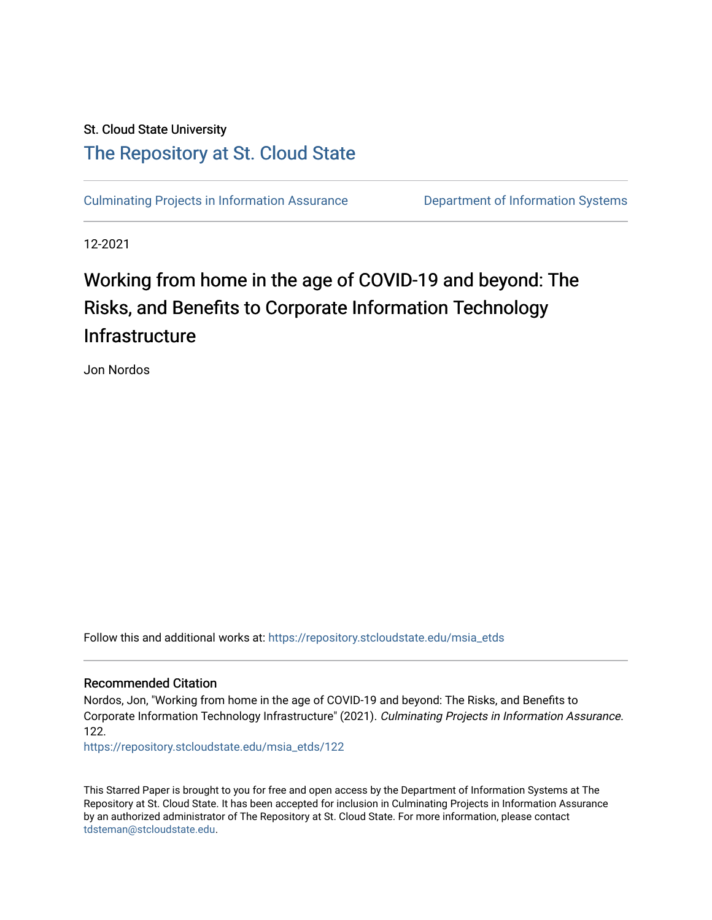St. Cloud State University

# The Repository at St. Cloud State

Culminating Projects in Information Assurance

Department of Information Systems

12-2021

## Working from home in the age of COVID-19 and beyond: The Risks, and Benefits to Corporate Information Technology Infrastructure

Jon Nordos

Follow this and additional works at: https://repository.stcloudstate.edu/msia_etds

### Recommended Citation

Nordos, Jon, "Working from home in the age of COVID-19 and beyond: The Risks, and Benefits to Corporate Information Technology Infrastructure" (2021). *Culminating Projects in Information Assurance*. 122.

https://repository.stcloudstate.edu/msia_etds/122

This Starred Paper is brought to you for free and open access by the Department of Information Systems at The Repository at St. Cloud State. It has been accepted for inclusion in Culminating Projects in Information Assurance by an authorized administrator of The Repository at St. Cloud State. For more information, please contact tdsteman@stcloudstate.edu.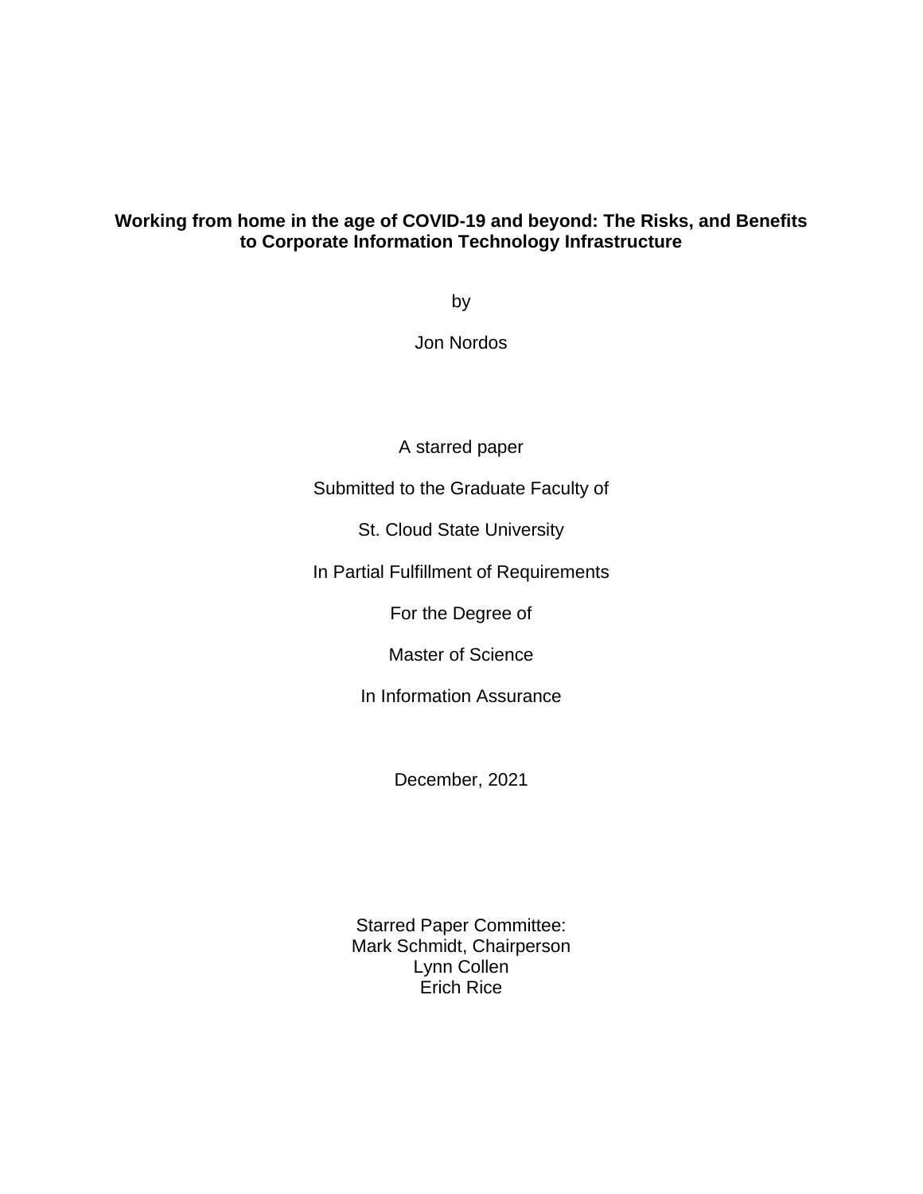**Working from home in the age of COVID-19 and beyond: The Risks, and Benefits to Corporate Information Technology Infrastructure**

by

Jon Nordos

A starred paper

Submitted to the Graduate Faculty of

St. Cloud State University

In Partial Fulfillment of Requirements

For the Degree of

Master of Science

In Information Assurance

December, 2021

Starred Paper Committee:
Mark Schmidt, Chairperson
Lynn Collen
Erich Rice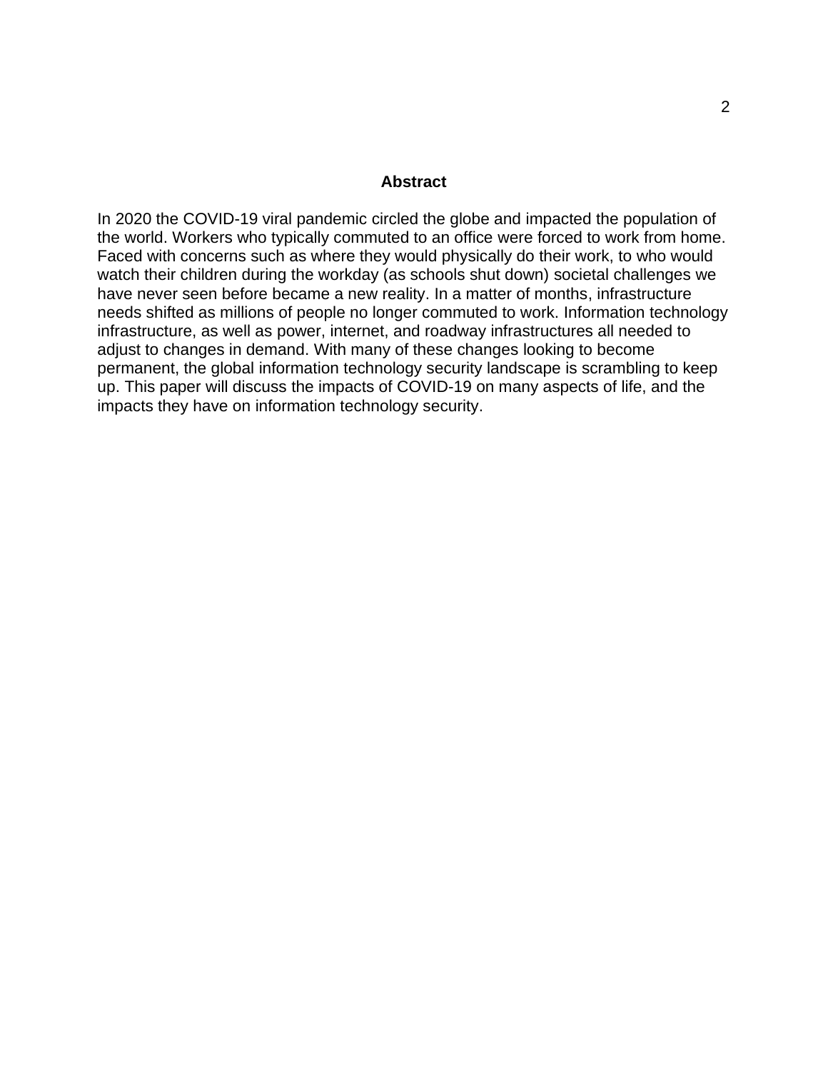## Abstract

In 2020 the COVID-19 viral pandemic circled the globe and impacted the population of the world. Workers who typically commuted to an office were forced to work from home. Faced with concerns such as where they would physically do their work, to who would watch their children during the workday (as schools shut down) societal challenges we have never seen before became a new reality. In a matter of months, infrastructure needs shifted as millions of people no longer commuted to work. Information technology infrastructure, as well as power, internet, and roadway infrastructures all needed to adjust to changes in demand. With many of these changes looking to become permanent, the global information technology security landscape is scrambling to keep up. This paper will discuss the impacts of COVID-19 on many aspects of life, and the impacts they have on information technology security.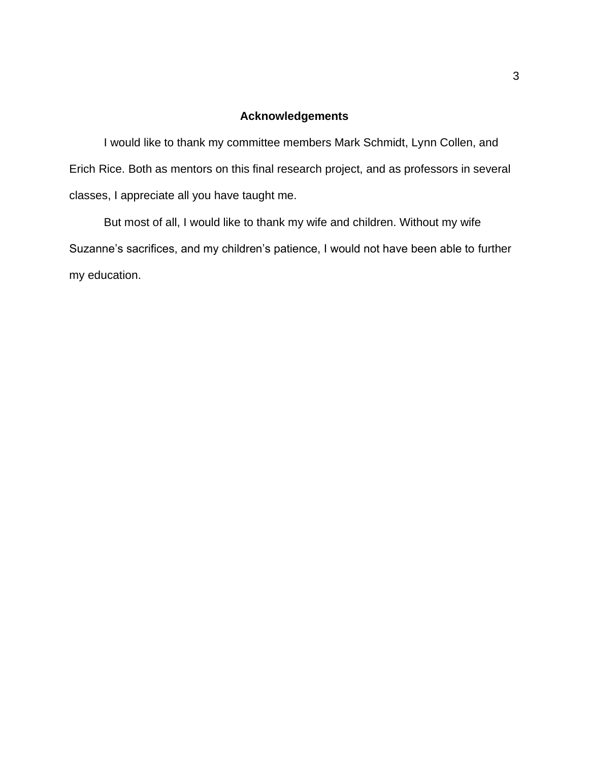## Acknowledgements

I would like to thank my committee members Mark Schmidt, Lynn Collen, and Erich Rice. Both as mentors on this final research project, and as professors in several classes, I appreciate all you have taught me.

But most of all, I would like to thank my wife and children. Without my wife Suzanne's sacrifices, and my children's patience, I would not have been able to further my education.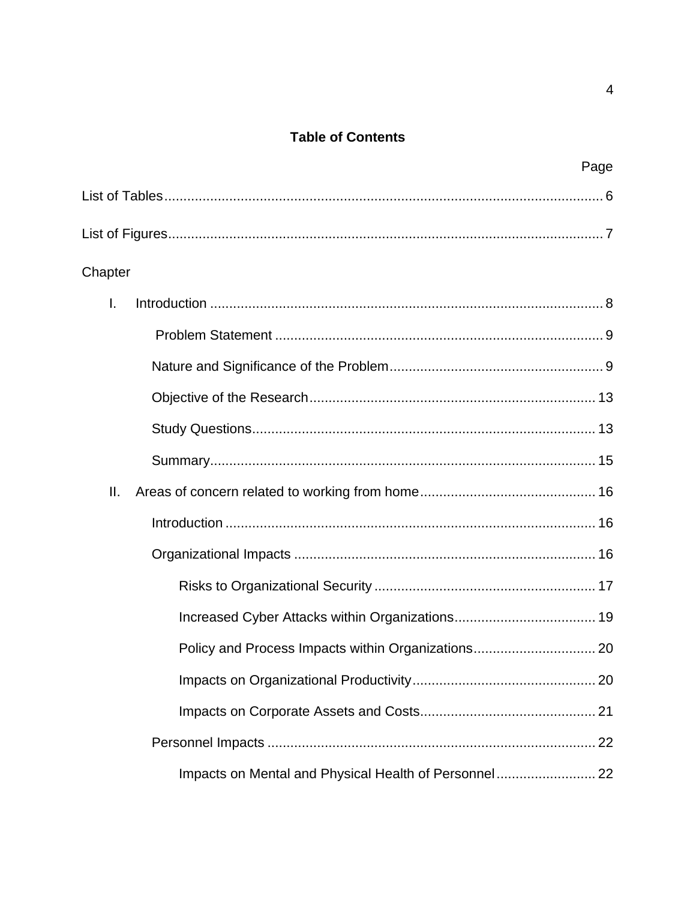## Table of Contents

Page

List of Tables .......... 6

List of Figures .......... 7

Chapter

- I. Introduction .......... 8
  - Problem Statement .......... 9
  - Nature and Significance of the Problem .......... 9
  - Objective of the Research .......... 13
  - Study Questions .......... 13
  - Summary .......... 15
- II. Areas of concern related to working from home .......... 16
  - Introduction .......... 16
  - Organizational Impacts .......... 16
    - Risks to Organizational Security .......... 17
    - Increased Cyber Attacks within Organizations .......... 19
    - Policy and Process Impacts within Organizations .......... 20
    - Impacts on Organizational Productivity .......... 20
    - Impacts on Corporate Assets and Costs .......... 21
  - Personnel Impacts .......... 22
    - Impacts on Mental and Physical Health of Personnel .......... 22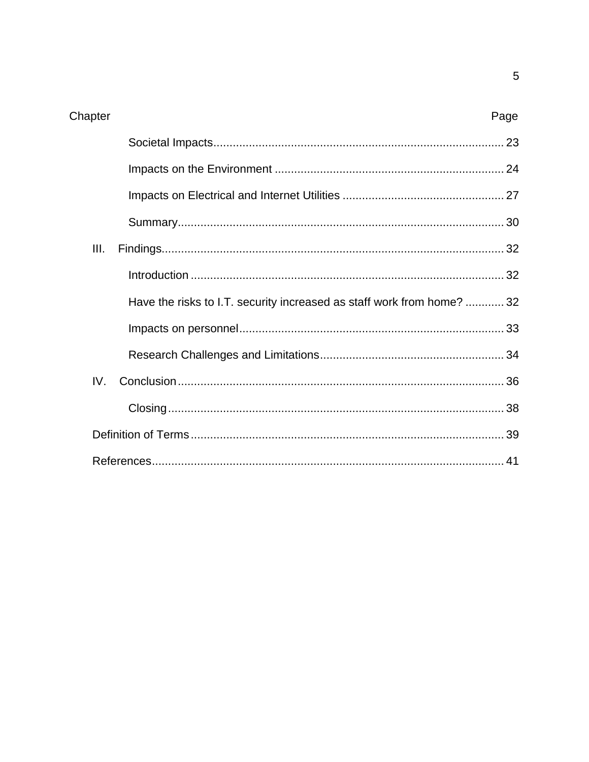| Chapter | Page |
|---|---|
| Societal Impacts | 23 |
| Impacts on the Environment | 24 |
| Impacts on Electrical and Internet Utilities | 27 |
| Summary | 30 |
| III. Findings | 32 |
| Introduction | 32 |
| Have the risks to I.T. security increased as staff work from home? | 32 |
| Impacts on personnel | 33 |
| Research Challenges and Limitations | 34 |
| IV. Conclusion | 36 |
| Closing | 38 |
| Definition of Terms | 39 |
| References | 41 |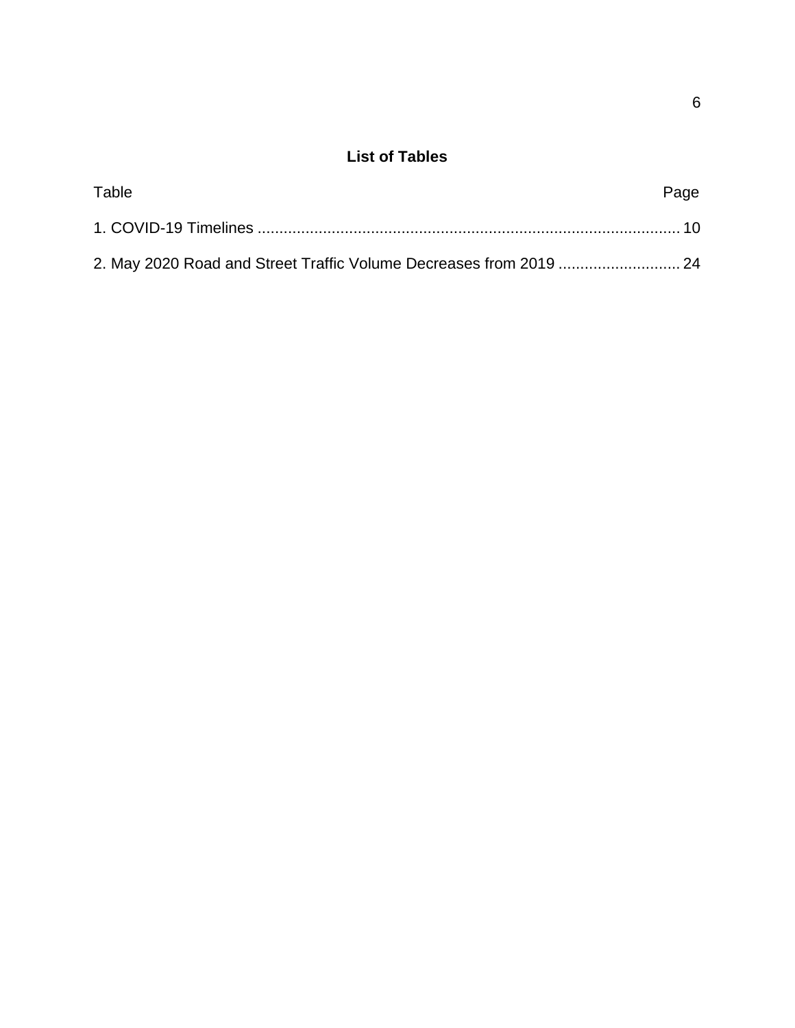## List of Tables

| Table | Page |
|---|---|
| 1. COVID-19 Timelines | 10 |
| 2. May 2020 Road and Street Traffic Volume Decreases from 2019 | 24 |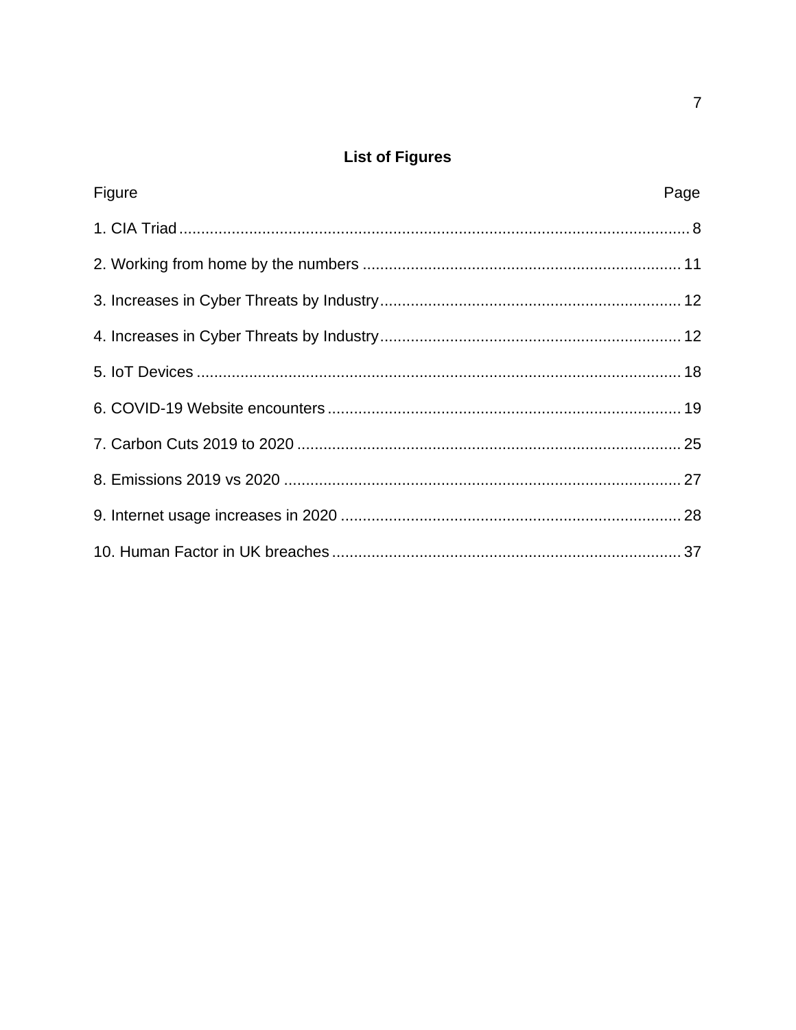## List of Figures

| Figure | Page |
| --- | --- |
| 1. CIA Triad | 8 |
| 2. Working from home by the numbers | 11 |
| 3. Increases in Cyber Threats by Industry | 12 |
| 4. Increases in Cyber Threats by Industry | 12 |
| 5. IoT Devices | 18 |
| 6. COVID-19 Website encounters | 19 |
| 7. Carbon Cuts 2019 to 2020 | 25 |
| 8. Emissions 2019 vs 2020 | 27 |
| 9. Internet usage increases in 2020 | 28 |
| 10. Human Factor in UK breaches | 37 |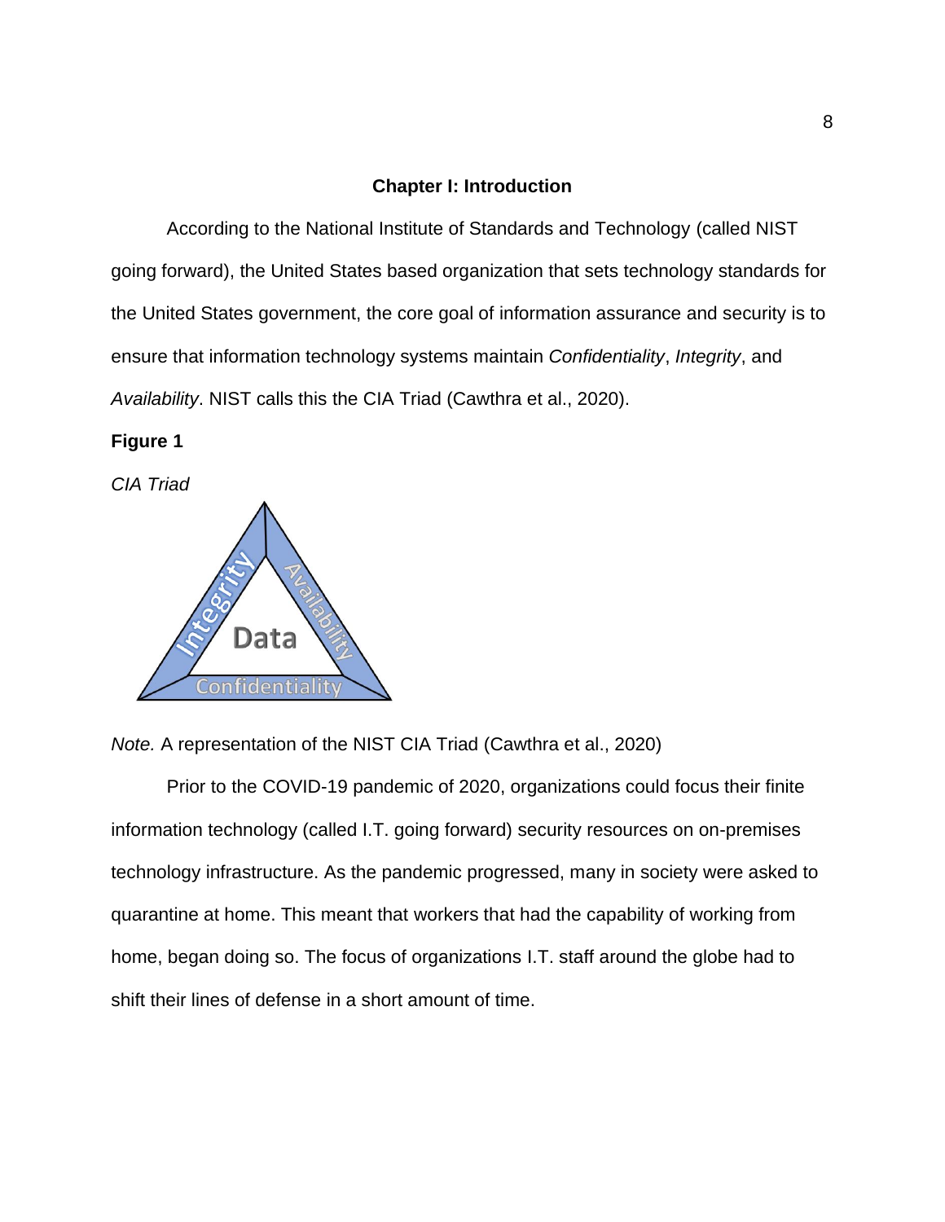## Chapter I: Introduction

According to the National Institute of Standards and Technology (called NIST going forward), the United States based organization that sets technology standards for the United States government, the core goal of information assurance and security is to ensure that information technology systems maintain *Confidentiality*, *Integrity*, and *Availability*. NIST calls this the CIA Triad (Cawthra et al., 2020).

**Figure 1**

*CIA Triad*

*Note.* A representation of the NIST CIA Triad (Cawthra et al., 2020)

Prior to the COVID-19 pandemic of 2020, organizations could focus their finite information technology (called I.T. going forward) security resources on on-premises technology infrastructure. As the pandemic progressed, many in society were asked to quarantine at home. This meant that workers that had the capability of working from home, began doing so. The focus of organizations I.T. staff around the globe had to shift their lines of defense in a short amount of time.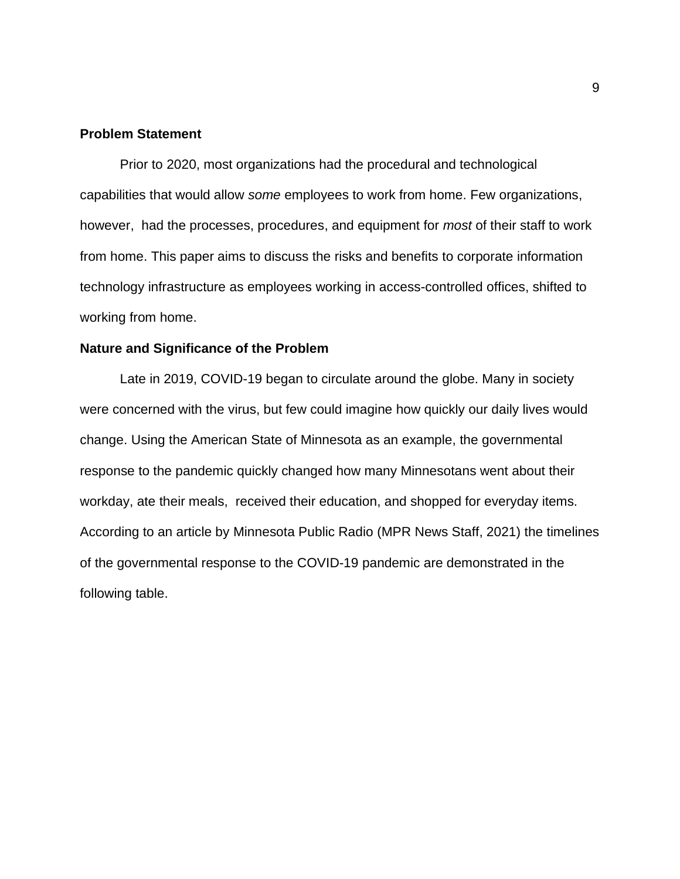**Problem Statement**

Prior to 2020, most organizations had the procedural and technological capabilities that would allow *some* employees to work from home. Few organizations, however, had the processes, procedures, and equipment for *most* of their staff to work from home. This paper aims to discuss the risks and benefits to corporate information technology infrastructure as employees working in access-controlled offices, shifted to working from home.

**Nature and Significance of the Problem**

Late in 2019, COVID-19 began to circulate around the globe. Many in society were concerned with the virus, but few could imagine how quickly our daily lives would change. Using the American State of Minnesota as an example, the governmental response to the pandemic quickly changed how many Minnesotans went about their workday, ate their meals, received their education, and shopped for everyday items. According to an article by Minnesota Public Radio (MPR News Staff, 2021) the timelines of the governmental response to the COVID-19 pandemic are demonstrated in the following table.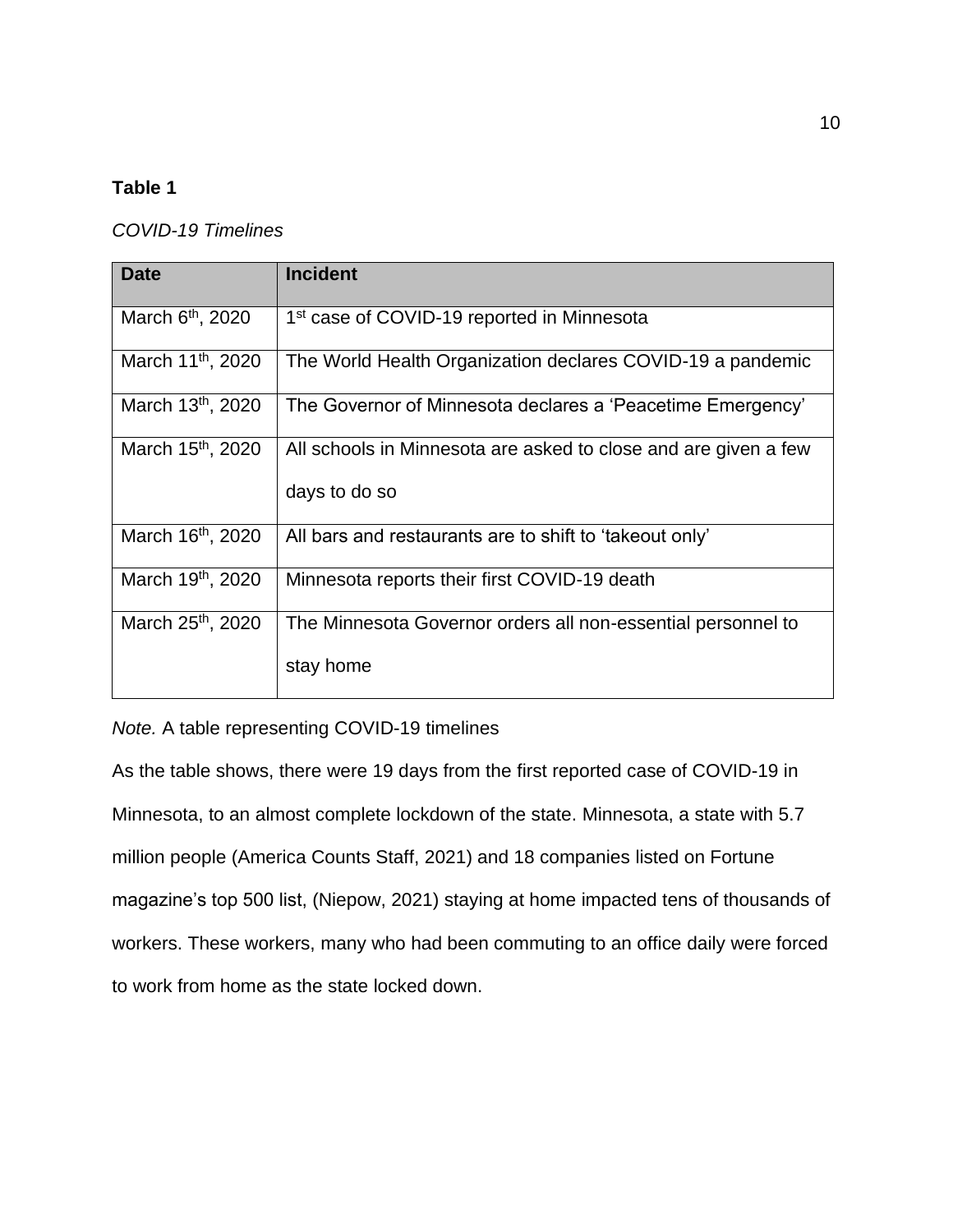**Table 1**

*COVID-19 Timelines*

| Date | Incident |
| --- | --- |
| March 6th, 2020 | 1st case of COVID-19 reported in Minnesota |
| March 11th, 2020 | The World Health Organization declares COVID-19 a pandemic |
| March 13th, 2020 | The Governor of Minnesota declares a 'Peacetime Emergency' |
| March 15th, 2020 | All schools in Minnesota are asked to close and are given a few days to do so |
| March 16th, 2020 | All bars and restaurants are to shift to 'takeout only' |
| March 19th, 2020 | Minnesota reports their first COVID-19 death |
| March 25th, 2020 | The Minnesota Governor orders all non-essential personnel to stay home |

*Note.* A table representing COVID-19 timelines

As the table shows, there were 19 days from the first reported case of COVID-19 in Minnesota, to an almost complete lockdown of the state. Minnesota, a state with 5.7 million people (America Counts Staff, 2021) and 18 companies listed on Fortune magazine's top 500 list, (Niepow, 2021) staying at home impacted tens of thousands of workers. These workers, many who had been commuting to an office daily were forced to work from home as the state locked down.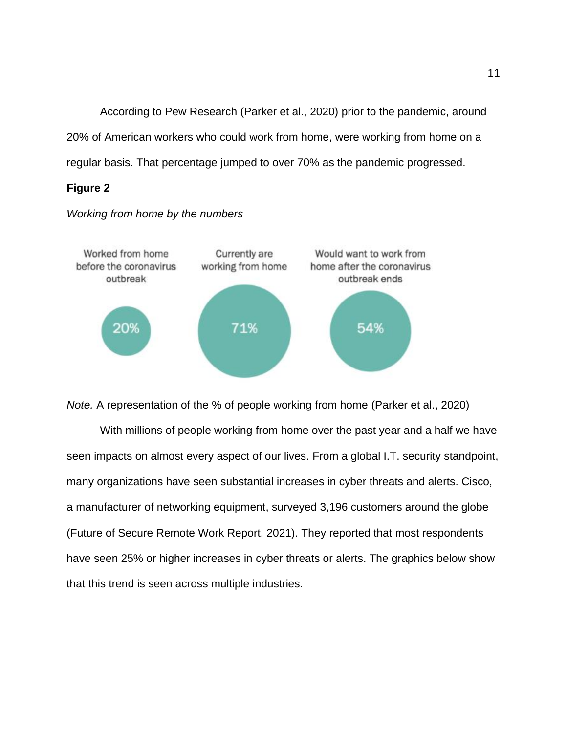According to Pew Research (Parker et al., 2020) prior to the pandemic, around 20% of American workers who could work from home, were working from home on a regular basis. That percentage jumped to over 70% as the pandemic progressed.

**Figure 2**

*Working from home by the numbers*

Worked from home before the coronavirus outbreak

20%

Currently are working from home

71%

Would want to work from home after the coronavirus outbreak ends

54%

*Note.* A representation of the % of people working from home (Parker et al., 2020)

With millions of people working from home over the past year and a half we have seen impacts on almost every aspect of our lives. From a global I.T. security standpoint, many organizations have seen substantial increases in cyber threats and alerts. Cisco, a manufacturer of networking equipment, surveyed 3,196 customers around the globe (Future of Secure Remote Work Report, 2021). They reported that most respondents have seen 25% or higher increases in cyber threats or alerts. The graphics below show that this trend is seen across multiple industries.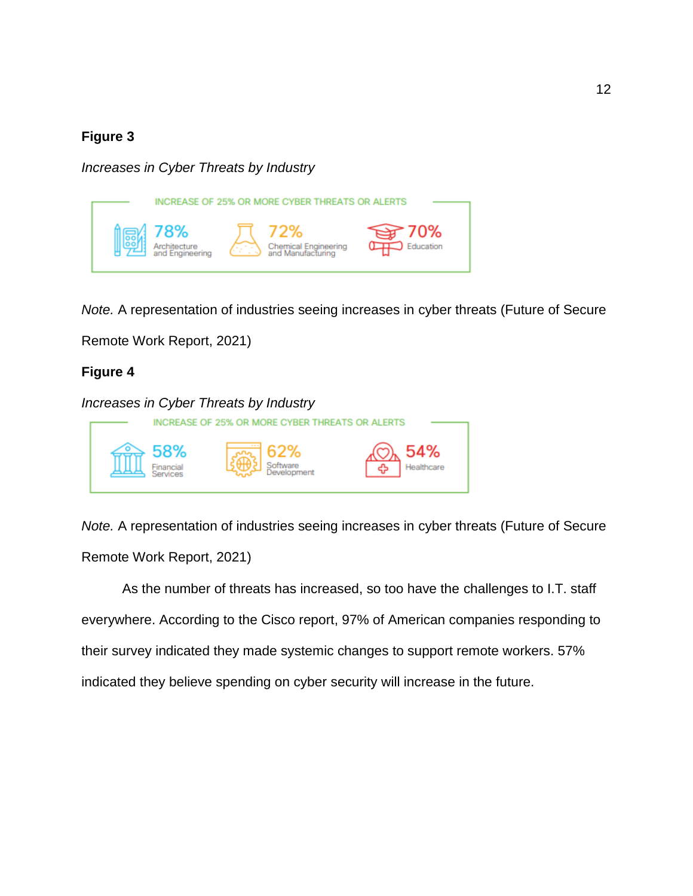**Figure 3**

*Increases in Cyber Threats by Industry*

INCREASE OF 25% OR MORE CYBER THREATS OR ALERTS

78% Architecture and Engineering

72% Chemical Engineering and Manufacturing

70% Education

*Note.* A representation of industries seeing increases in cyber threats (Future of Secure Remote Work Report, 2021)

**Figure 4**

*Increases in Cyber Threats by Industry*

INCREASE OF 25% OR MORE CYBER THREATS OR ALERTS

58% Financial Services

62% Software Development

54% Healthcare

*Note.* A representation of industries seeing increases in cyber threats (Future of Secure Remote Work Report, 2021)

As the number of threats has increased, so too have the challenges to I.T. staff everywhere. According to the Cisco report, 97% of American companies responding to their survey indicated they made systemic changes to support remote workers. 57% indicated they believe spending on cyber security will increase in the future.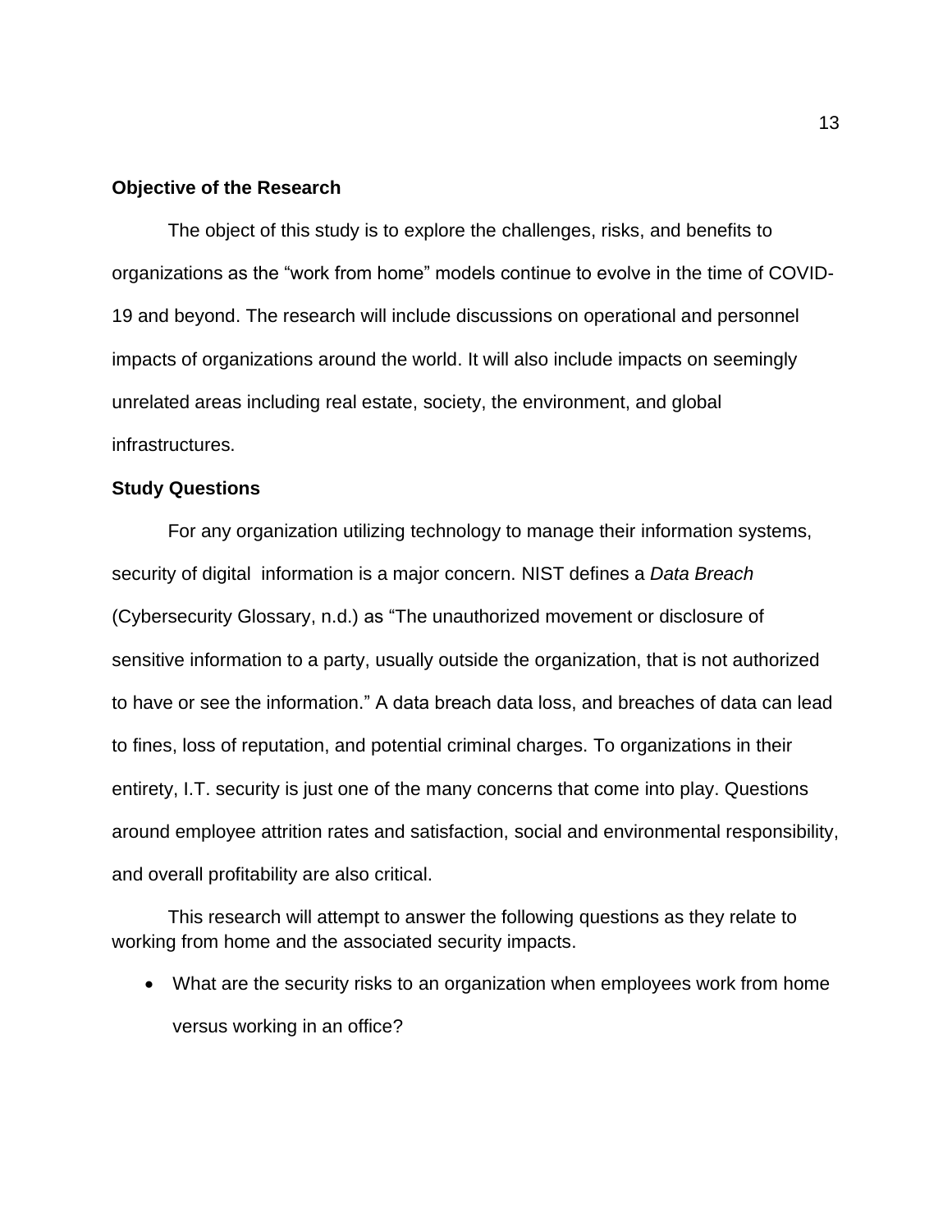**Objective of the Research**

The object of this study is to explore the challenges, risks, and benefits to organizations as the "work from home" models continue to evolve in the time of COVID-19 and beyond. The research will include discussions on operational and personnel impacts of organizations around the world. It will also include impacts on seemingly unrelated areas including real estate, society, the environment, and global infrastructures.

**Study Questions**

For any organization utilizing technology to manage their information systems, security of digital information is a major concern. NIST defines a *Data Breach* (Cybersecurity Glossary, n.d.) as "The unauthorized movement or disclosure of sensitive information to a party, usually outside the organization, that is not authorized to have or see the information." A data breach data loss, and breaches of data can lead to fines, loss of reputation, and potential criminal charges. To organizations in their entirety, I.T. security is just one of the many concerns that come into play. Questions around employee attrition rates and satisfaction, social and environmental responsibility, and overall profitability are also critical.

This research will attempt to answer the following questions as they relate to working from home and the associated security impacts.

- What are the security risks to an organization when employees work from home versus working in an office?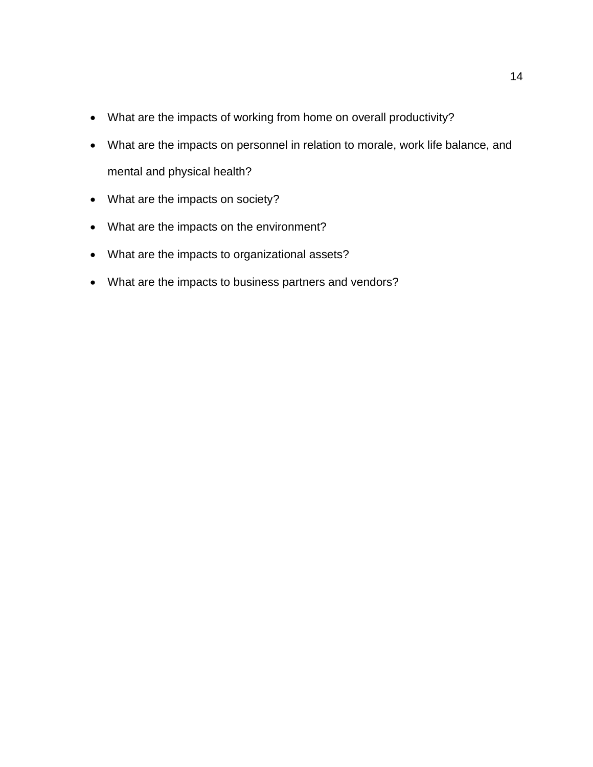- What are the impacts of working from home on overall productivity?
- What are the impacts on personnel in relation to morale, work life balance, and mental and physical health?
- What are the impacts on society?
- What are the impacts on the environment?
- What are the impacts to organizational assets?
- What are the impacts to business partners and vendors?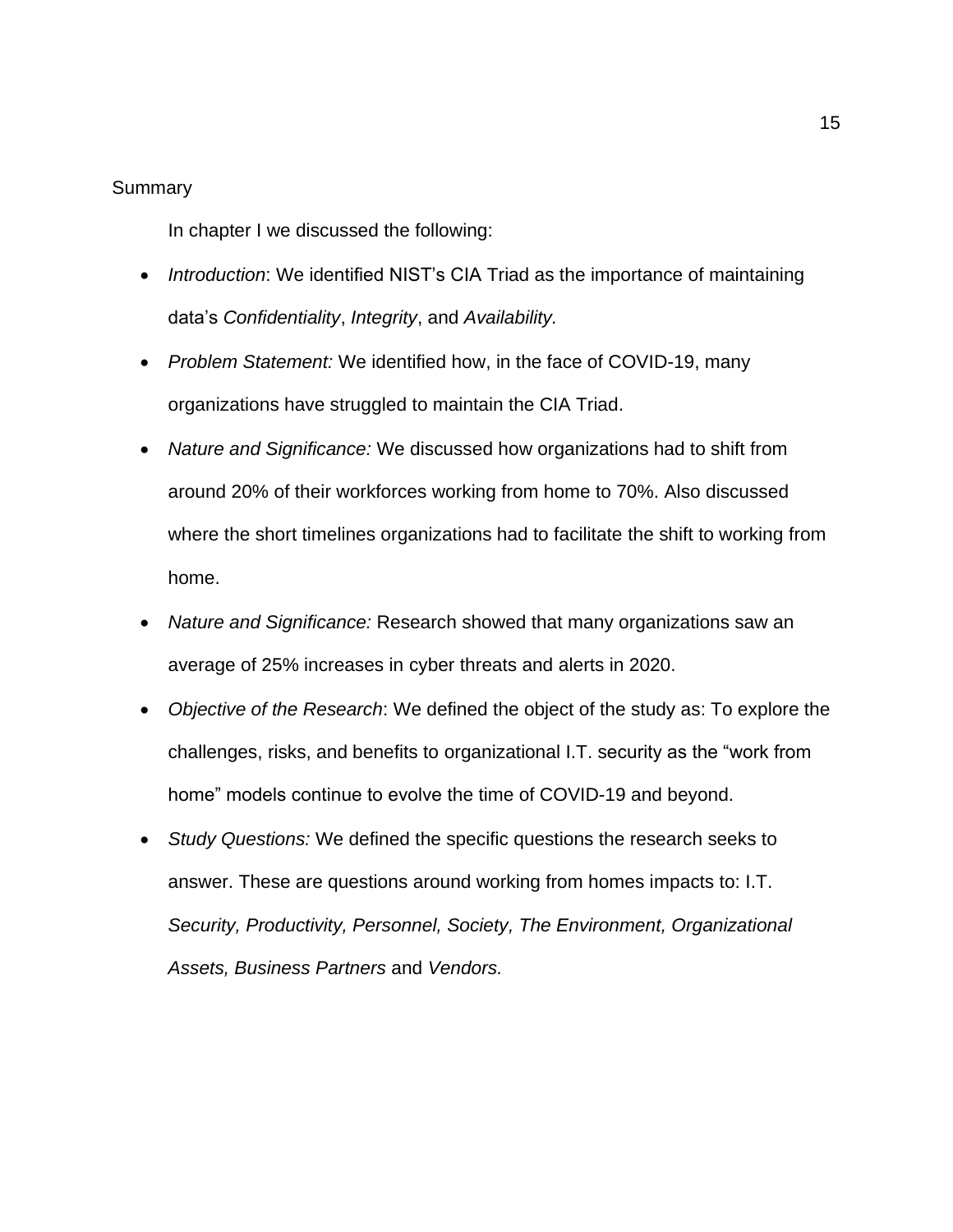## Summary

In chapter I we discussed the following:

- *Introduction*: We identified NIST's CIA Triad as the importance of maintaining data's *Confidentiality*, *Integrity*, and *Availability.*
- *Problem Statement:* We identified how, in the face of COVID-19, many organizations have struggled to maintain the CIA Triad.
- *Nature and Significance:* We discussed how organizations had to shift from around 20% of their workforces working from home to 70%. Also discussed where the short timelines organizations had to facilitate the shift to working from home.
- *Nature and Significance:* Research showed that many organizations saw an average of 25% increases in cyber threats and alerts in 2020.
- *Objective of the Research*: We defined the object of the study as: To explore the challenges, risks, and benefits to organizational I.T. security as the "work from home" models continue to evolve the time of COVID-19 and beyond.
- *Study Questions:* We defined the specific questions the research seeks to answer. These are questions around working from homes impacts to: I.T. *Security, Productivity, Personnel, Society, The Environment, Organizational Assets, Business Partners* and *Vendors.*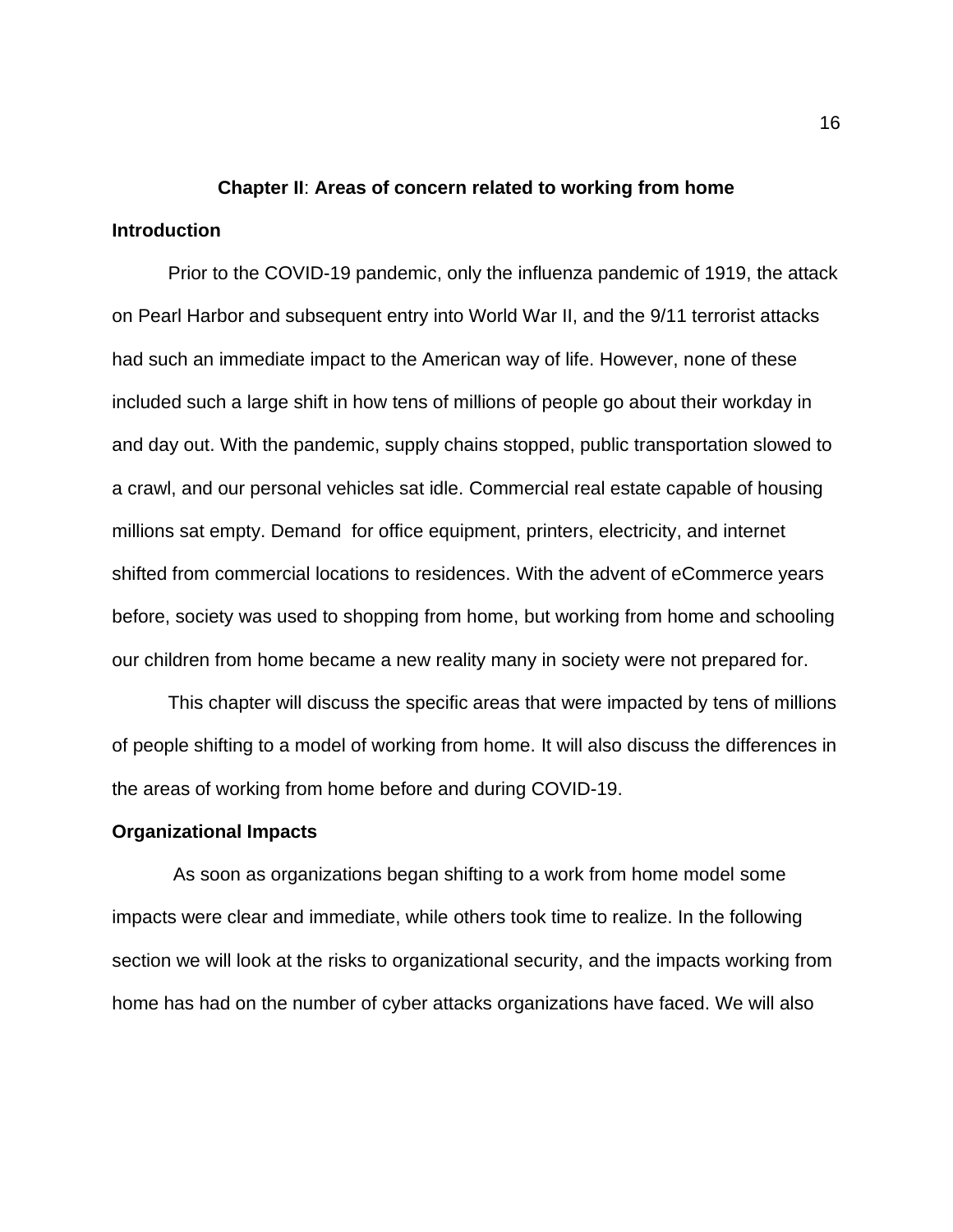## **Chapter II**: **Areas of concern related to working from home**

### **Introduction**

Prior to the COVID-19 pandemic, only the influenza pandemic of 1919, the attack on Pearl Harbor and subsequent entry into World War II, and the 9/11 terrorist attacks had such an immediate impact to the American way of life. However, none of these included such a large shift in how tens of millions of people go about their workday in and day out. With the pandemic, supply chains stopped, public transportation slowed to a crawl, and our personal vehicles sat idle. Commercial real estate capable of housing millions sat empty. Demand for office equipment, printers, electricity, and internet shifted from commercial locations to residences. With the advent of eCommerce years before, society was used to shopping from home, but working from home and schooling our children from home became a new reality many in society were not prepared for.

This chapter will discuss the specific areas that were impacted by tens of millions of people shifting to a model of working from home. It will also discuss the differences in the areas of working from home before and during COVID-19.

### **Organizational Impacts**

As soon as organizations began shifting to a work from home model some impacts were clear and immediate, while others took time to realize. In the following section we will look at the risks to organizational security, and the impacts working from home has had on the number of cyber attacks organizations have faced. We will also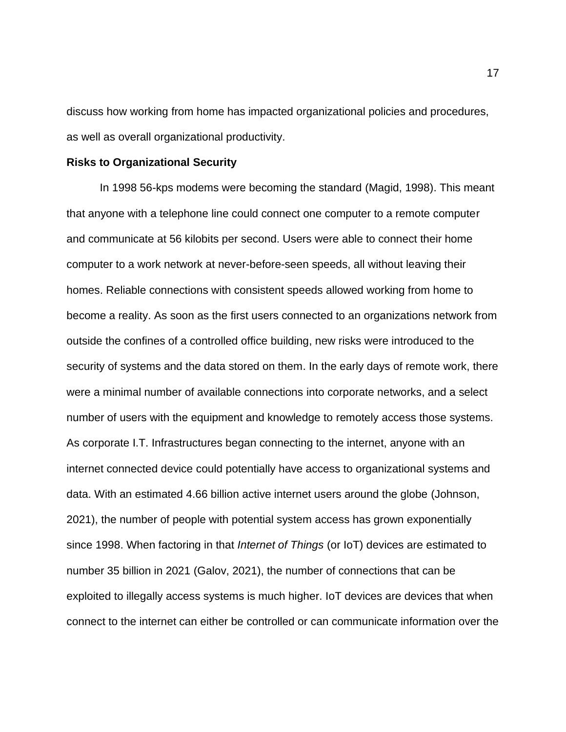discuss how working from home has impacted organizational policies and procedures, as well as overall organizational productivity.

### Risks to Organizational Security

In 1998 56-kps modems were becoming the standard (Magid, 1998). This meant that anyone with a telephone line could connect one computer to a remote computer and communicate at 56 kilobits per second. Users were able to connect their home computer to a work network at never-before-seen speeds, all without leaving their homes. Reliable connections with consistent speeds allowed working from home to become a reality. As soon as the first users connected to an organizations network from outside the confines of a controlled office building, new risks were introduced to the security of systems and the data stored on them. In the early days of remote work, there were a minimal number of available connections into corporate networks, and a select number of users with the equipment and knowledge to remotely access those systems. As corporate I.T. Infrastructures began connecting to the internet, anyone with an internet connected device could potentially have access to organizational systems and data. With an estimated 4.66 billion active internet users around the globe (Johnson, 2021), the number of people with potential system access has grown exponentially since 1998. When factoring in that *Internet of Things* (or IoT) devices are estimated to number 35 billion in 2021 (Galov, 2021), the number of connections that can be exploited to illegally access systems is much higher. IoT devices are devices that when connect to the internet can either be controlled or can communicate information over the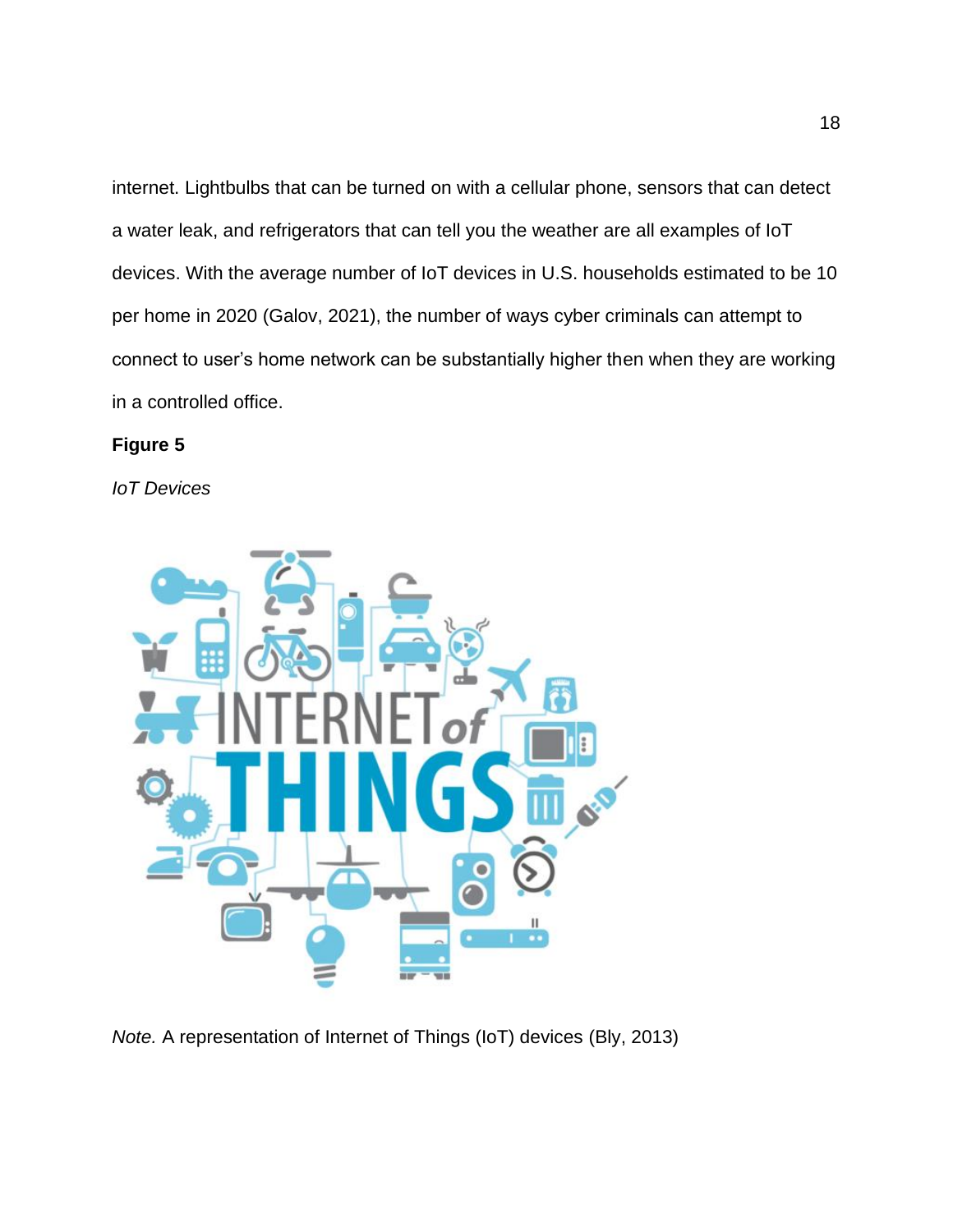internet. Lightbulbs that can be turned on with a cellular phone, sensors that can detect a water leak, and refrigerators that can tell you the weather are all examples of IoT devices. With the average number of IoT devices in U.S. households estimated to be 10 per home in 2020 (Galov, 2021), the number of ways cyber criminals can attempt to connect to user's home network can be substantially higher then when they are working in a controlled office.

**Figure 5**

*IoT Devices*

*Note.* A representation of Internet of Things (IoT) devices (Bly, 2013)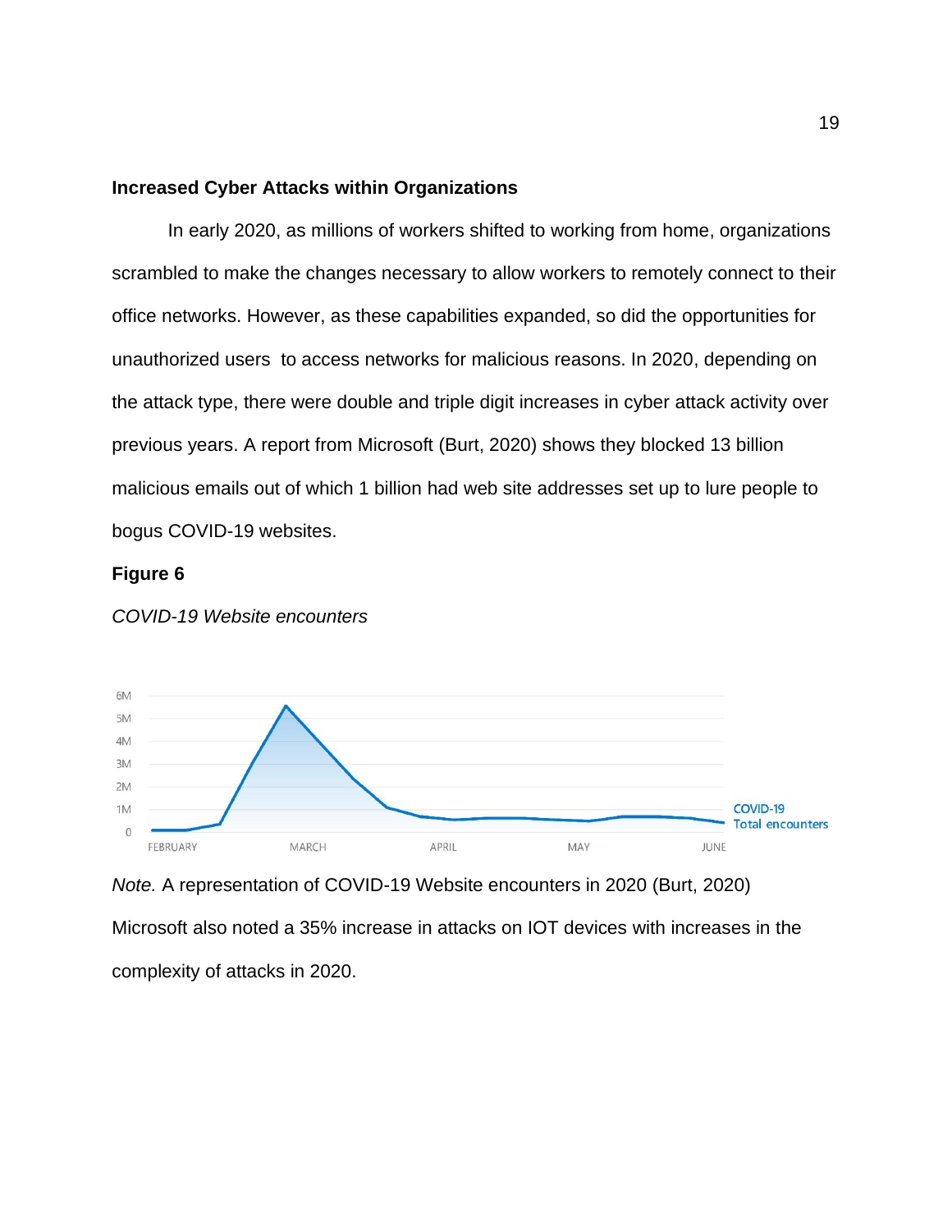## Increased Cyber Attacks within Organizations

In early 2020, as millions of workers shifted to working from home, organizations scrambled to make the changes necessary to allow workers to remotely connect to their office networks. However, as these capabilities expanded, so did the opportunities for unauthorized users to access networks for malicious reasons. In 2020, depending on the attack type, there were double and triple digit increases in cyber attack activity over previous years. A report from Microsoft (Burt, 2020) shows they blocked 13 billion malicious emails out of which 1 billion had web site addresses set up to lure people to bogus COVID-19 websites.

**Figure 6**

*COVID-19 Website encounters*

*Note.* A representation of COVID-19 Website encounters in 2020 (Burt, 2020)

Microsoft also noted a 35% increase in attacks on IOT devices with increases in the complexity of attacks in 2020.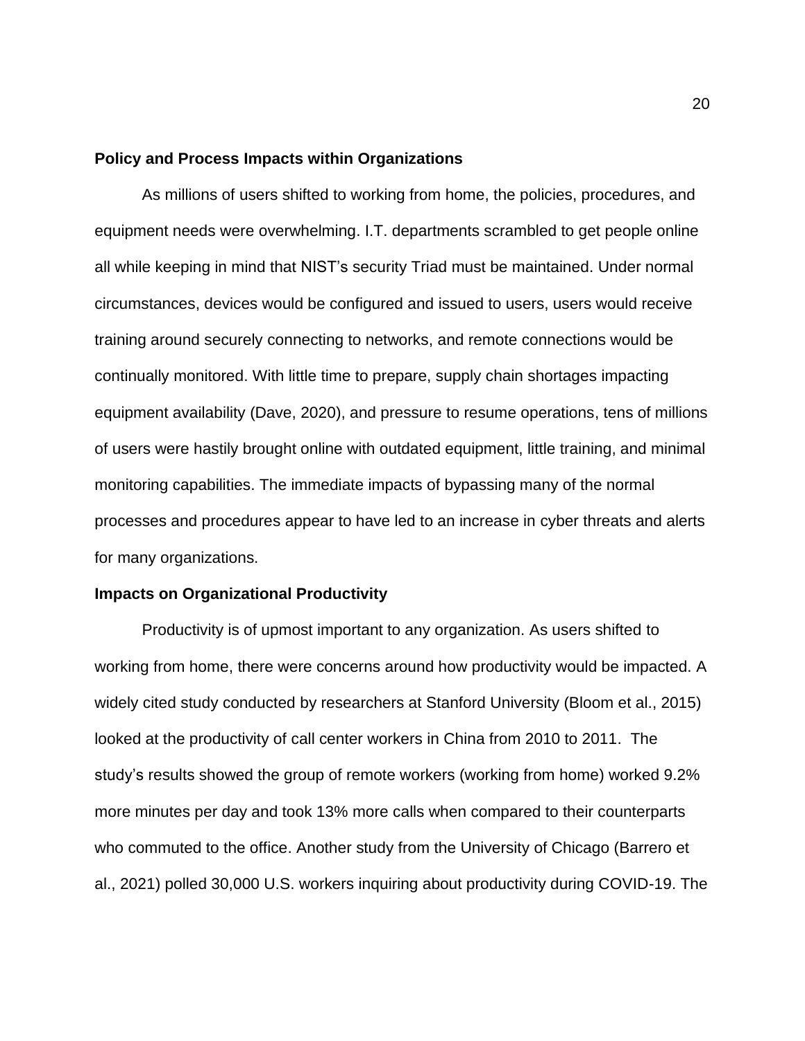### Policy and Process Impacts within Organizations

As millions of users shifted to working from home, the policies, procedures, and equipment needs were overwhelming. I.T. departments scrambled to get people online all while keeping in mind that NIST's security Triad must be maintained. Under normal circumstances, devices would be configured and issued to users, users would receive training around securely connecting to networks, and remote connections would be continually monitored. With little time to prepare, supply chain shortages impacting equipment availability (Dave, 2020), and pressure to resume operations, tens of millions of users were hastily brought online with outdated equipment, little training, and minimal monitoring capabilities. The immediate impacts of bypassing many of the normal processes and procedures appear to have led to an increase in cyber threats and alerts for many organizations.

### Impacts on Organizational Productivity

Productivity is of upmost important to any organization. As users shifted to working from home, there were concerns around how productivity would be impacted. A widely cited study conducted by researchers at Stanford University (Bloom et al., 2015) looked at the productivity of call center workers in China from 2010 to 2011. The study's results showed the group of remote workers (working from home) worked 9.2% more minutes per day and took 13% more calls when compared to their counterparts who commuted to the office. Another study from the University of Chicago (Barrero et al., 2021) polled 30,000 U.S. workers inquiring about productivity during COVID-19. The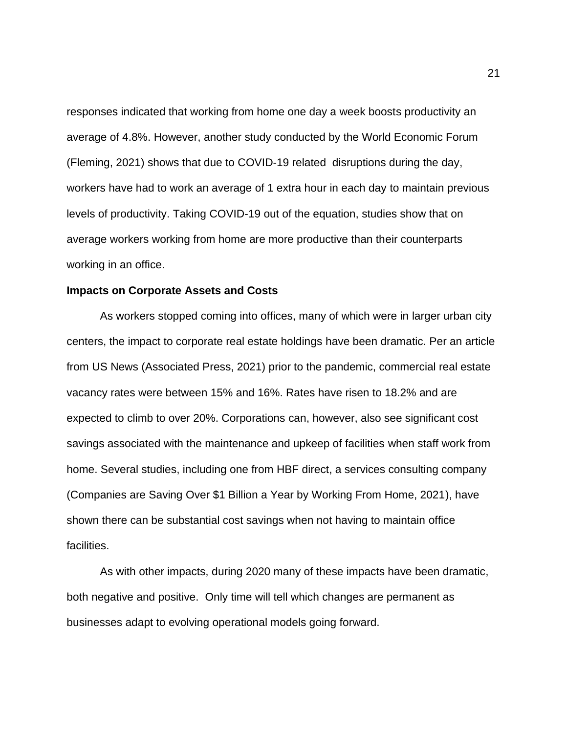responses indicated that working from home one day a week boosts productivity an average of 4.8%. However, another study conducted by the World Economic Forum (Fleming, 2021) shows that due to COVID-19 related disruptions during the day, workers have had to work an average of 1 extra hour in each day to maintain previous levels of productivity. Taking COVID-19 out of the equation, studies show that on average workers working from home are more productive than their counterparts working in an office.

**Impacts on Corporate Assets and Costs**

As workers stopped coming into offices, many of which were in larger urban city centers, the impact to corporate real estate holdings have been dramatic. Per an article from US News (Associated Press, 2021) prior to the pandemic, commercial real estate vacancy rates were between 15% and 16%. Rates have risen to 18.2% and are expected to climb to over 20%. Corporations can, however, also see significant cost savings associated with the maintenance and upkeep of facilities when staff work from home. Several studies, including one from HBF direct, a services consulting company (Companies are Saving Over $1 Billion a Year by Working From Home, 2021), have shown there can be substantial cost savings when not having to maintain office facilities.

As with other impacts, during 2020 many of these impacts have been dramatic, both negative and positive. Only time will tell which changes are permanent as businesses adapt to evolving operational models going forward.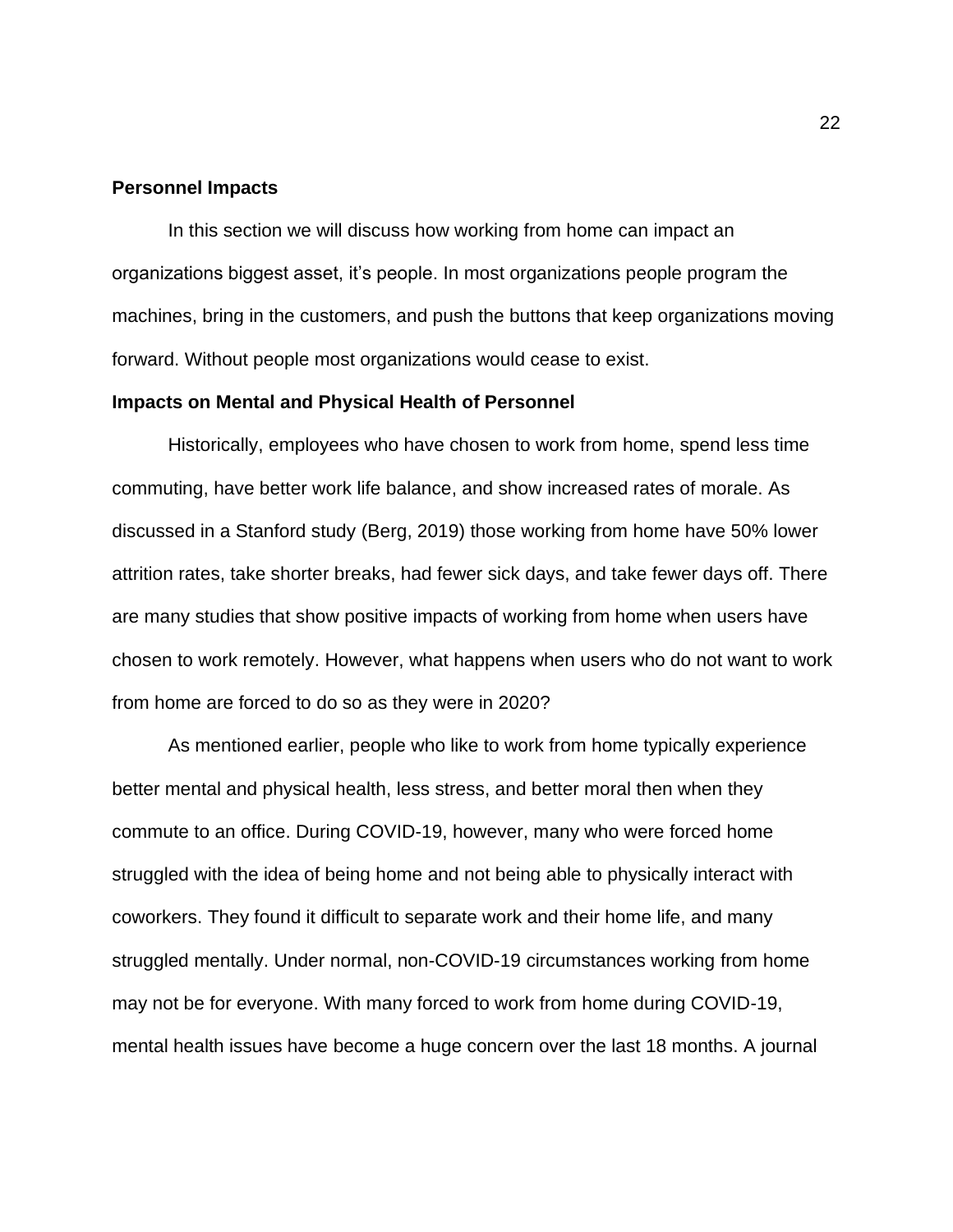## Personnel Impacts

In this section we will discuss how working from home can impact an organizations biggest asset, it's people. In most organizations people program the machines, bring in the customers, and push the buttons that keep organizations moving forward. Without people most organizations would cease to exist.

## Impacts on Mental and Physical Health of Personnel

Historically, employees who have chosen to work from home, spend less time commuting, have better work life balance, and show increased rates of morale. As discussed in a Stanford study (Berg, 2019) those working from home have 50% lower attrition rates, take shorter breaks, had fewer sick days, and take fewer days off. There are many studies that show positive impacts of working from home when users have chosen to work remotely. However, what happens when users who do not want to work from home are forced to do so as they were in 2020?

As mentioned earlier, people who like to work from home typically experience better mental and physical health, less stress, and better moral then when they commute to an office. During COVID-19, however, many who were forced home struggled with the idea of being home and not being able to physically interact with coworkers. They found it difficult to separate work and their home life, and many struggled mentally. Under normal, non-COVID-19 circumstances working from home may not be for everyone. With many forced to work from home during COVID-19, mental health issues have become a huge concern over the last 18 months. A journal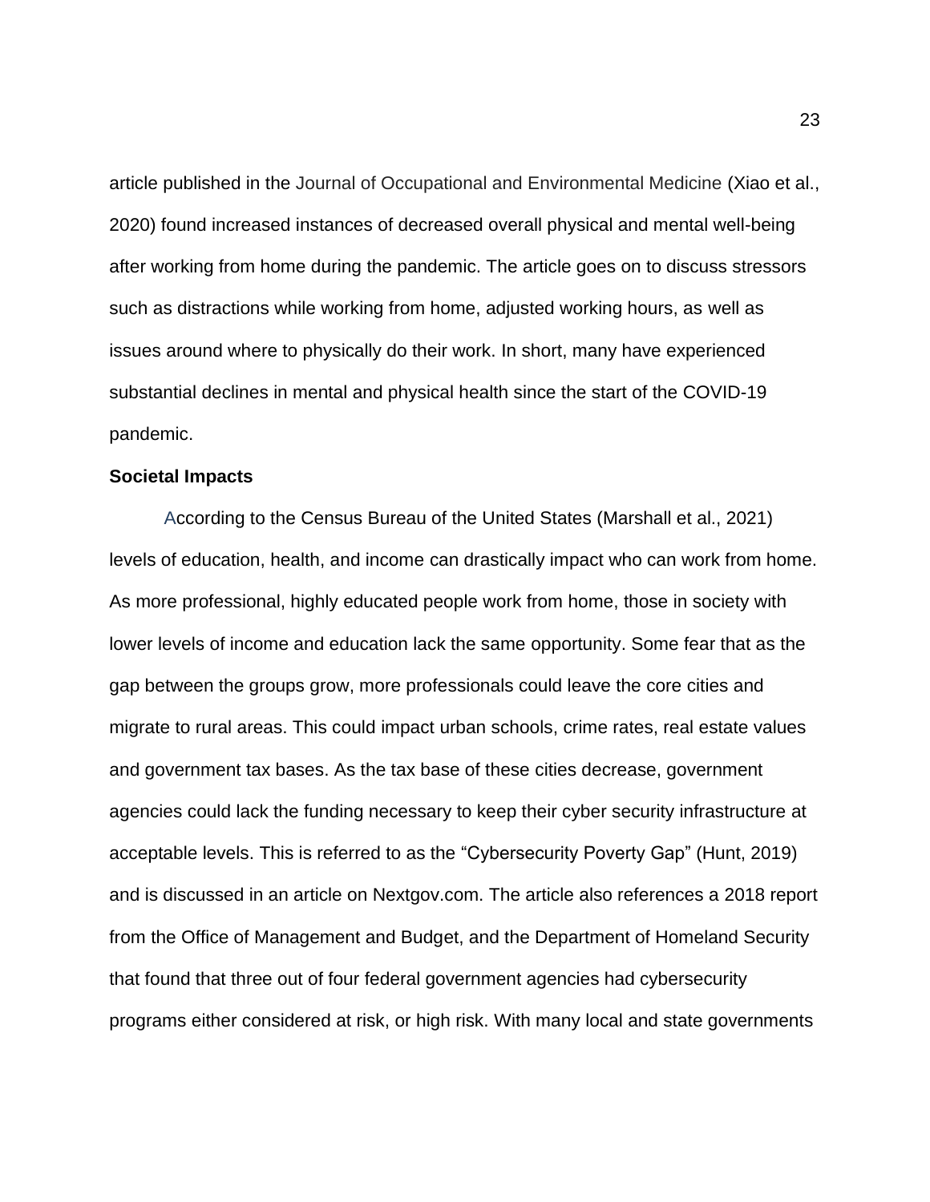article published in the Journal of Occupational and Environmental Medicine (Xiao et al., 2020) found increased instances of decreased overall physical and mental well-being after working from home during the pandemic. The article goes on to discuss stressors such as distractions while working from home, adjusted working hours, as well as issues around where to physically do their work. In short, many have experienced substantial declines in mental and physical health since the start of the COVID-19 pandemic.

**Societal Impacts**

According to the Census Bureau of the United States (Marshall et al., 2021) levels of education, health, and income can drastically impact who can work from home. As more professional, highly educated people work from home, those in society with lower levels of income and education lack the same opportunity. Some fear that as the gap between the groups grow, more professionals could leave the core cities and migrate to rural areas. This could impact urban schools, crime rates, real estate values and government tax bases. As the tax base of these cities decrease, government agencies could lack the funding necessary to keep their cyber security infrastructure at acceptable levels. This is referred to as the “Cybersecurity Poverty Gap” (Hunt, 2019) and is discussed in an article on Nextgov.com. The article also references a 2018 report from the Office of Management and Budget, and the Department of Homeland Security that found that three out of four federal government agencies had cybersecurity programs either considered at risk, or high risk. With many local and state governments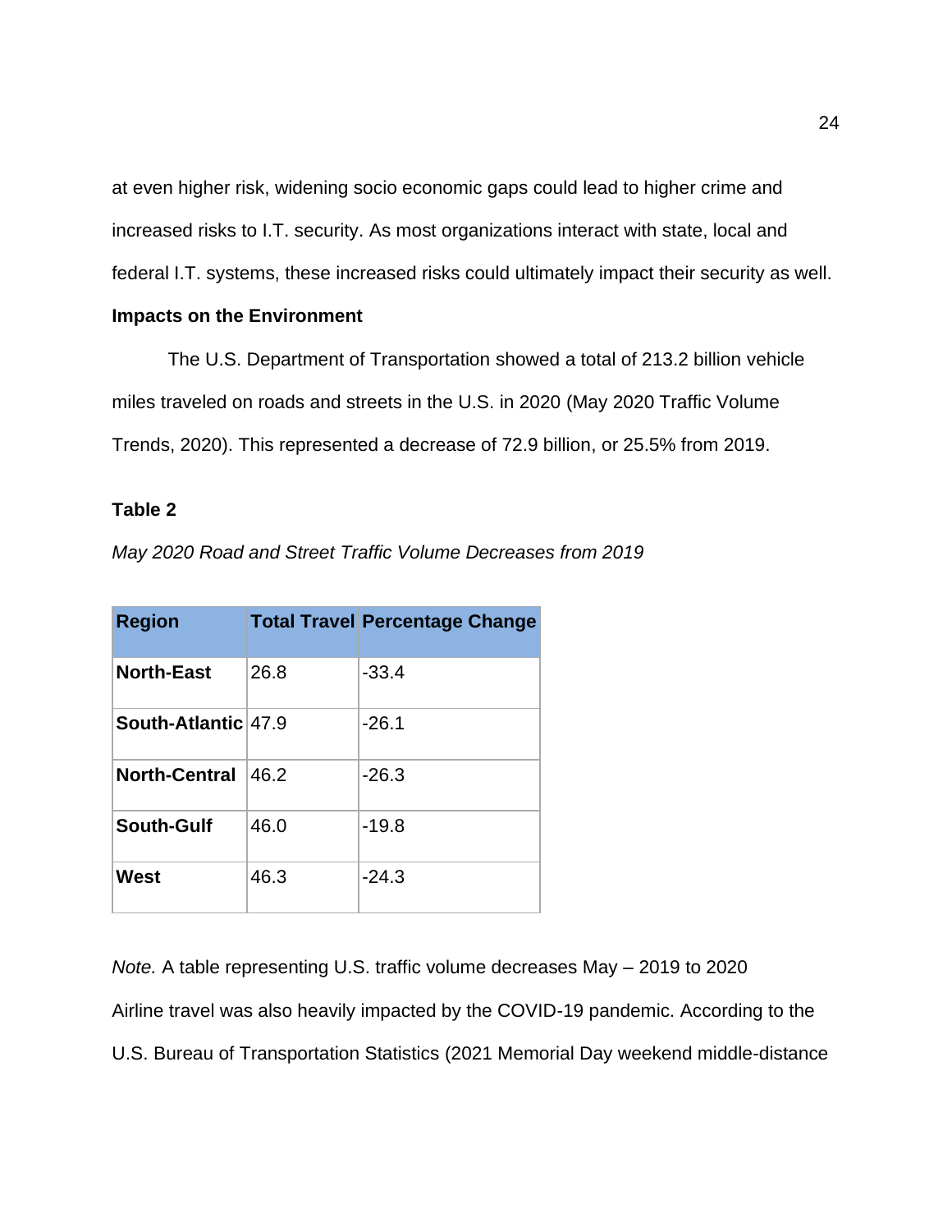at even higher risk, widening socio economic gaps could lead to higher crime and increased risks to I.T. security. As most organizations interact with state, local and federal I.T. systems, these increased risks could ultimately impact their security as well.

**Impacts on the Environment**

The U.S. Department of Transportation showed a total of 213.2 billion vehicle miles traveled on roads and streets in the U.S. in 2020 (May 2020 Traffic Volume Trends, 2020). This represented a decrease of 72.9 billion, or 25.5% from 2019.

**Table 2**

*May 2020 Road and Street Traffic Volume Decreases from 2019*

| Region | Total Travel | Percentage Change |
|---|---|---|
| **North-East** | 26.8 | -33.4 |
| **South-Atlantic** | 47.9 | -26.1 |
| **North-Central** | 46.2 | -26.3 |
| **South-Gulf** | 46.0 | -19.8 |
| **West** | 46.3 | -24.3 |

*Note.* A table representing U.S. traffic volume decreases May – 2019 to 2020

Airline travel was also heavily impacted by the COVID-19 pandemic. According to the U.S. Bureau of Transportation Statistics (2021 Memorial Day weekend middle-distance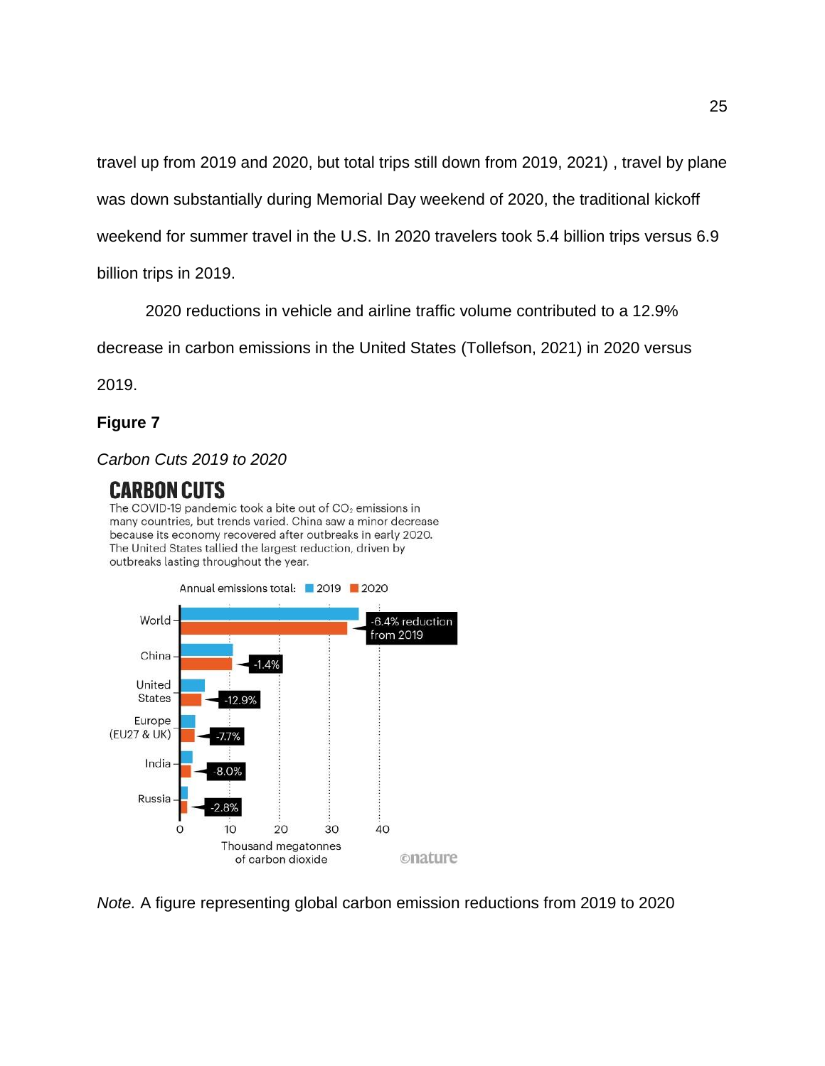travel up from 2019 and 2020, but total trips still down from 2019, 2021) , travel by plane was down substantially during Memorial Day weekend of 2020, the traditional kickoff weekend for summer travel in the U.S. In 2020 travelers took 5.4 billion trips versus 6.9 billion trips in 2019.

2020 reductions in vehicle and airline traffic volume contributed to a 12.9% decrease in carbon emissions in the United States (Tollefson, 2021) in 2020 versus 2019.

**Figure 7**

*Carbon Cuts 2019 to 2020*

**CARBON CUTS**

The COVID-19 pandemic took a bite out of $CO_2$ emissions in many countries, but trends varied. China saw a minor decrease because its economy recovered after outbreaks in early 2020. The United States tallied the largest reduction, driven by outbreaks lasting throughout the year.

Annual emissions total: 2019 2020

World: -6.4% reduction from 2019
China: -1.4%
United States: -12.9%
Europe (EU27 & UK): -7.7%
India: -8.0%
Russia: -2.8%

0 10 20 30 40
Thousand megatonnes of carbon dioxide

©nature

*Note.* A figure representing global carbon emission reductions from 2019 to 2020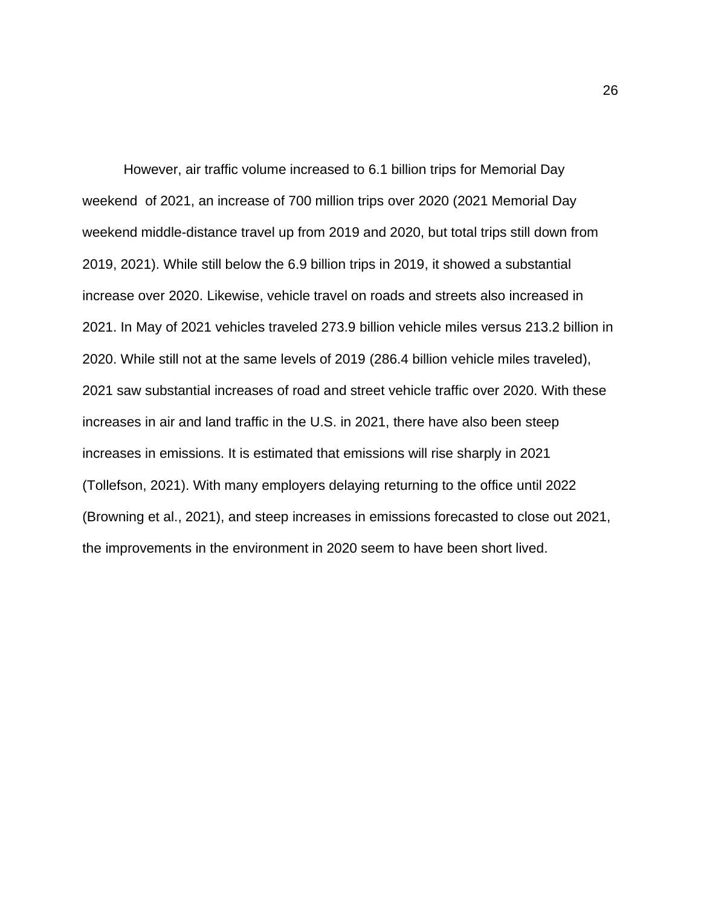However, air traffic volume increased to 6.1 billion trips for Memorial Day weekend  of 2021, an increase of 700 million trips over 2020 (2021 Memorial Day weekend middle-distance travel up from 2019 and 2020, but total trips still down from 2019, 2021). While still below the 6.9 billion trips in 2019, it showed a substantial increase over 2020. Likewise, vehicle travel on roads and streets also increased in 2021. In May of 2021 vehicles traveled 273.9 billion vehicle miles versus 213.2 billion in 2020. While still not at the same levels of 2019 (286.4 billion vehicle miles traveled), 2021 saw substantial increases of road and street vehicle traffic over 2020. With these increases in air and land traffic in the U.S. in 2021, there have also been steep increases in emissions. It is estimated that emissions will rise sharply in 2021 (Tollefson, 2021). With many employers delaying returning to the office until 2022 (Browning et al., 2021), and steep increases in emissions forecasted to close out 2021, the improvements in the environment in 2020 seem to have been short lived.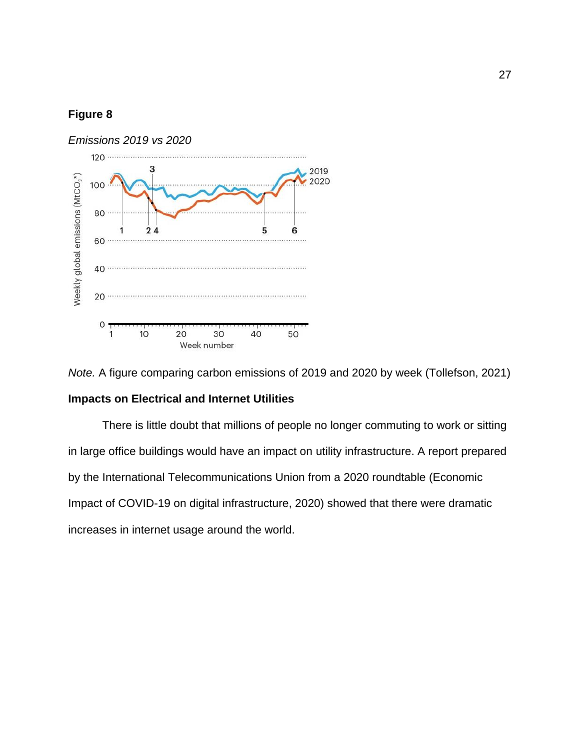**Figure 8**

*Emissions 2019 vs 2020*

*Note.* A figure comparing carbon emissions of 2019 and 2020 by week (Tollefson, 2021)

**Impacts on Electrical and Internet Utilities**

There is little doubt that millions of people no longer commuting to work or sitting in large office buildings would have an impact on utility infrastructure. A report prepared by the International Telecommunications Union from a 2020 roundtable (Economic Impact of COVID-19 on digital infrastructure, 2020) showed that there were dramatic increases in internet usage around the world.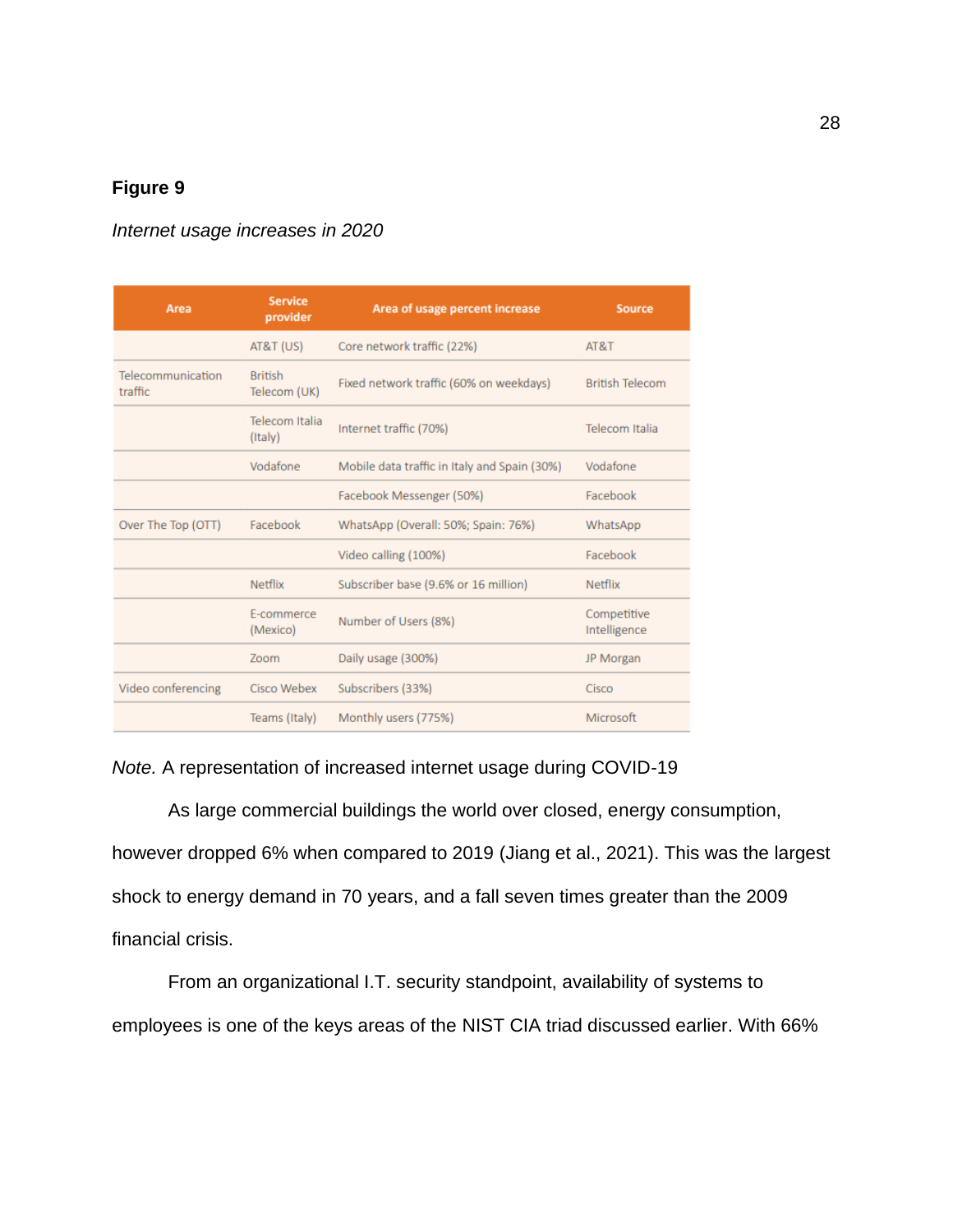**Figure 9**

*Internet usage increases in 2020*

| Area | Service provider | Area of usage percent increase | Source |
|---|---|---|---|
| | AT&T (US) | Core network traffic (22%) | AT&T |
| Telecommunication traffic | British Telecom (UK) | Fixed network traffic (60% on weekdays) | British Telecom |
| | Telecom Italia (Italy) | Internet traffic (70%) | Telecom Italia |
| | Vodafone | Mobile data traffic in Italy and Spain (30%) | Vodafone |
| | | Facebook Messenger (50%) | Facebook |
| Over The Top (OTT) | Facebook | WhatsApp (Overall: 50%; Spain: 76%) | WhatsApp |
| | | Video calling (100%) | Facebook |
| | Netflix | Subscriber base (9.6% or 16 million) | Netflix |
| | E-commerce (Mexico) | Number of Users (8%) | Competitive Intelligence |
| | Zoom | Daily usage (300%) | JP Morgan |
| Video conferencing | Cisco Webex | Subscribers (33%) | Cisco |
| | Teams (Italy) | Monthly users (775%) | Microsoft |

*Note.* A representation of increased internet usage during COVID-19

As large commercial buildings the world over closed, energy consumption, however dropped 6% when compared to 2019 (Jiang et al., 2021). This was the largest shock to energy demand in 70 years, and a fall seven times greater than the 2009 financial crisis.

From an organizational I.T. security standpoint, availability of systems to employees is one of the keys areas of the NIST CIA triad discussed earlier. With 66%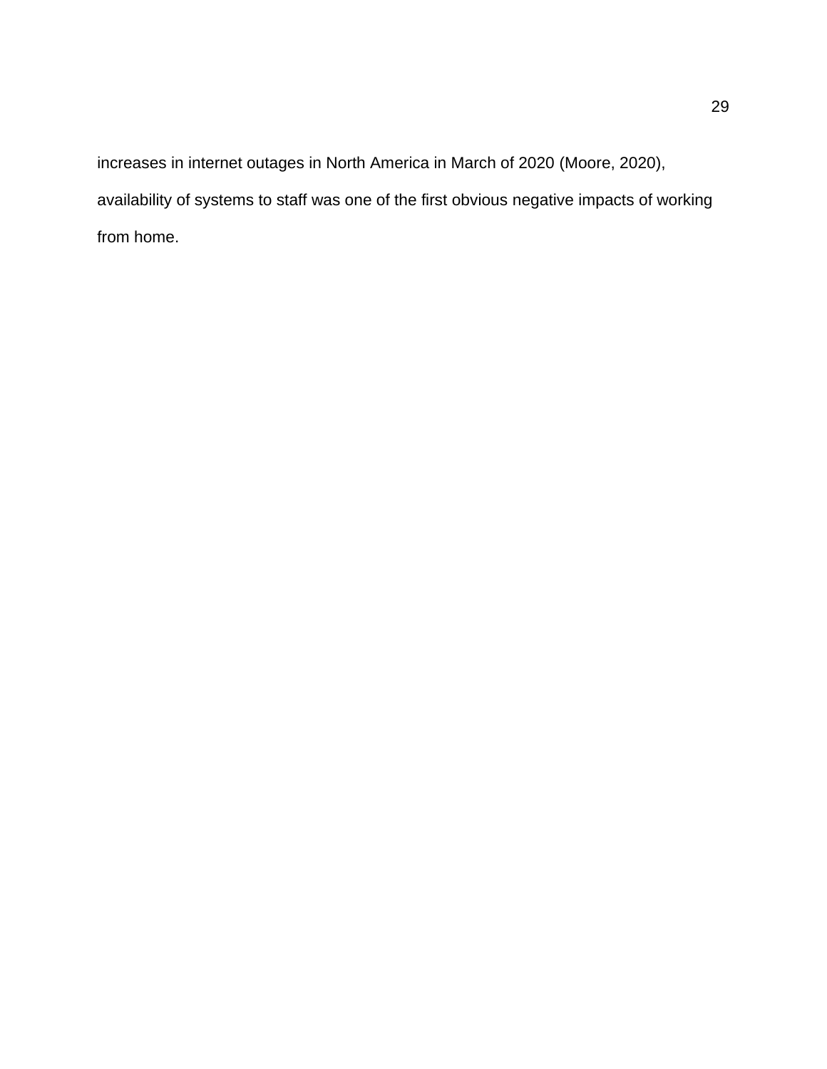increases in internet outages in North America in March of 2020 (Moore, 2020), availability of systems to staff was one of the first obvious negative impacts of working from home.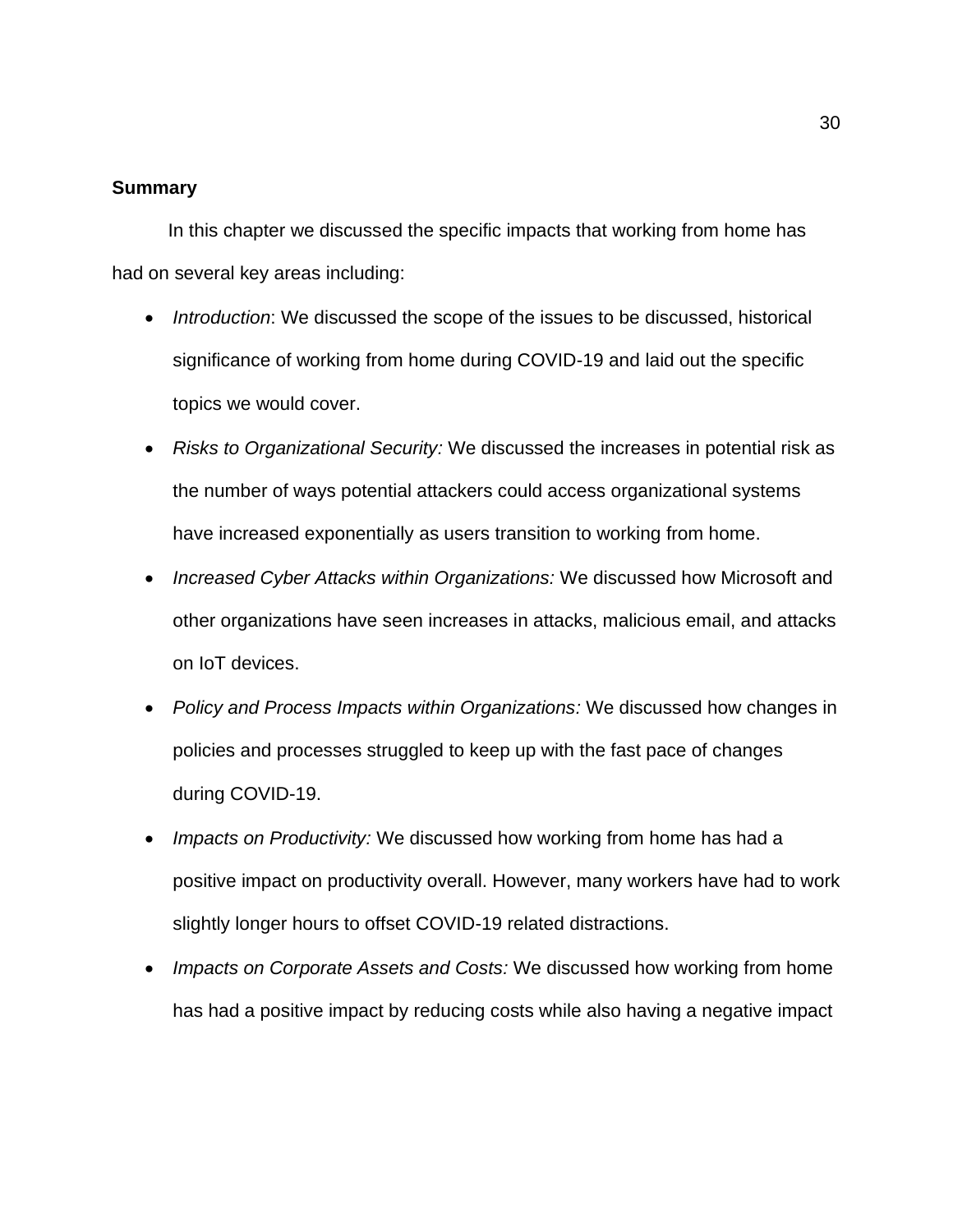**Summary**

In this chapter we discussed the specific impacts that working from home has had on several key areas including:

- *Introduction*: We discussed the scope of the issues to be discussed, historical significance of working from home during COVID-19 and laid out the specific topics we would cover.
- *Risks to Organizational Security:* We discussed the increases in potential risk as the number of ways potential attackers could access organizational systems have increased exponentially as users transition to working from home.
- *Increased Cyber Attacks within Organizations:* We discussed how Microsoft and other organizations have seen increases in attacks, malicious email, and attacks on IoT devices.
- *Policy and Process Impacts within Organizations:* We discussed how changes in policies and processes struggled to keep up with the fast pace of changes during COVID-19.
- *Impacts on Productivity:* We discussed how working from home has had a positive impact on productivity overall. However, many workers have had to work slightly longer hours to offset COVID-19 related distractions.
- *Impacts on Corporate Assets and Costs:* We discussed how working from home has had a positive impact by reducing costs while also having a negative impact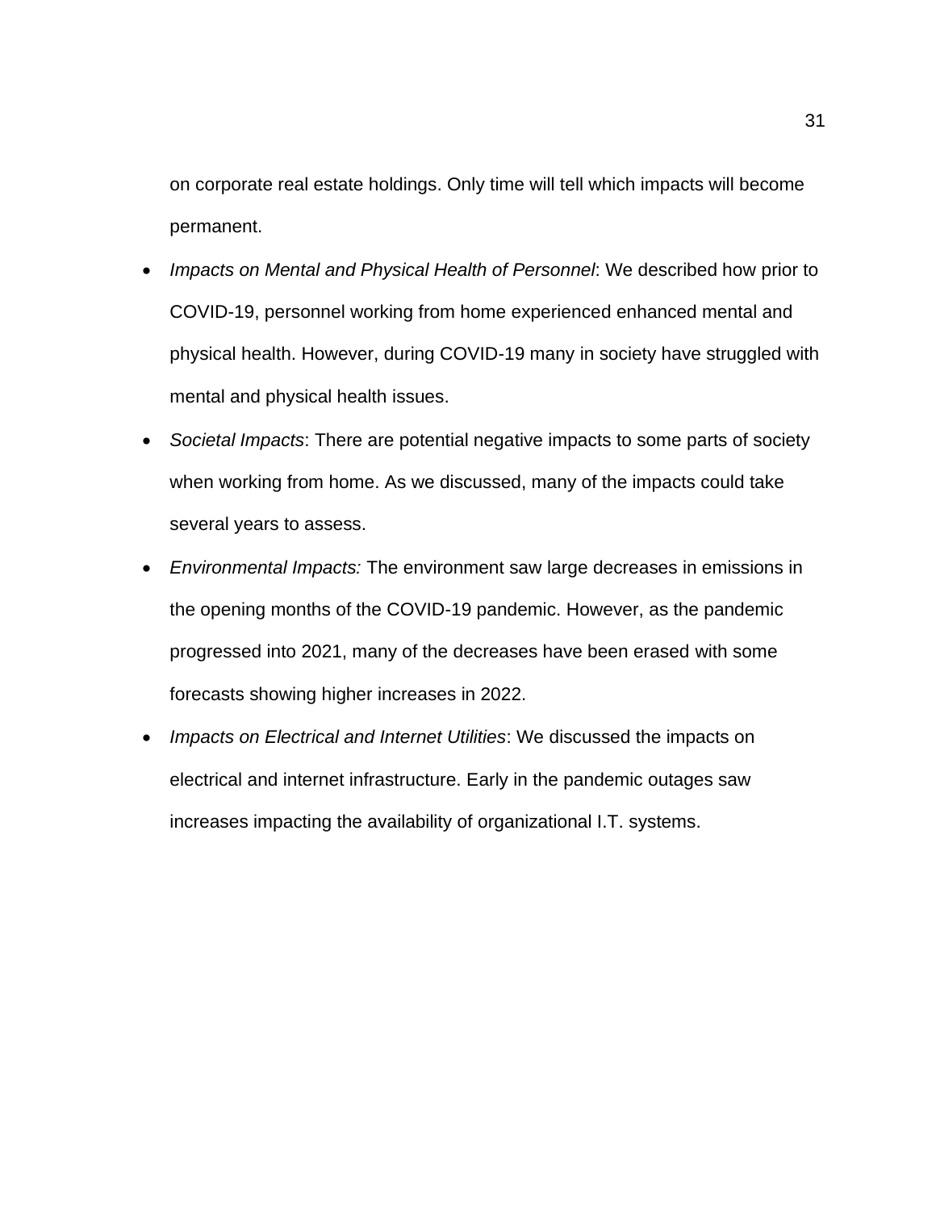on corporate real estate holdings. Only time will tell which impacts will become permanent.

- *Impacts on Mental and Physical Health of Personnel*: We described how prior to COVID-19, personnel working from home experienced enhanced mental and physical health. However, during COVID-19 many in society have struggled with mental and physical health issues.
- *Societal Impacts*: There are potential negative impacts to some parts of society when working from home. As we discussed, many of the impacts could take several years to assess.
- *Environmental Impacts:* The environment saw large decreases in emissions in the opening months of the COVID-19 pandemic. However, as the pandemic progressed into 2021, many of the decreases have been erased with some forecasts showing higher increases in 2022.
- *Impacts on Electrical and Internet Utilities*: We discussed the impacts on electrical and internet infrastructure. Early in the pandemic outages saw increases impacting the availability of organizational I.T. systems.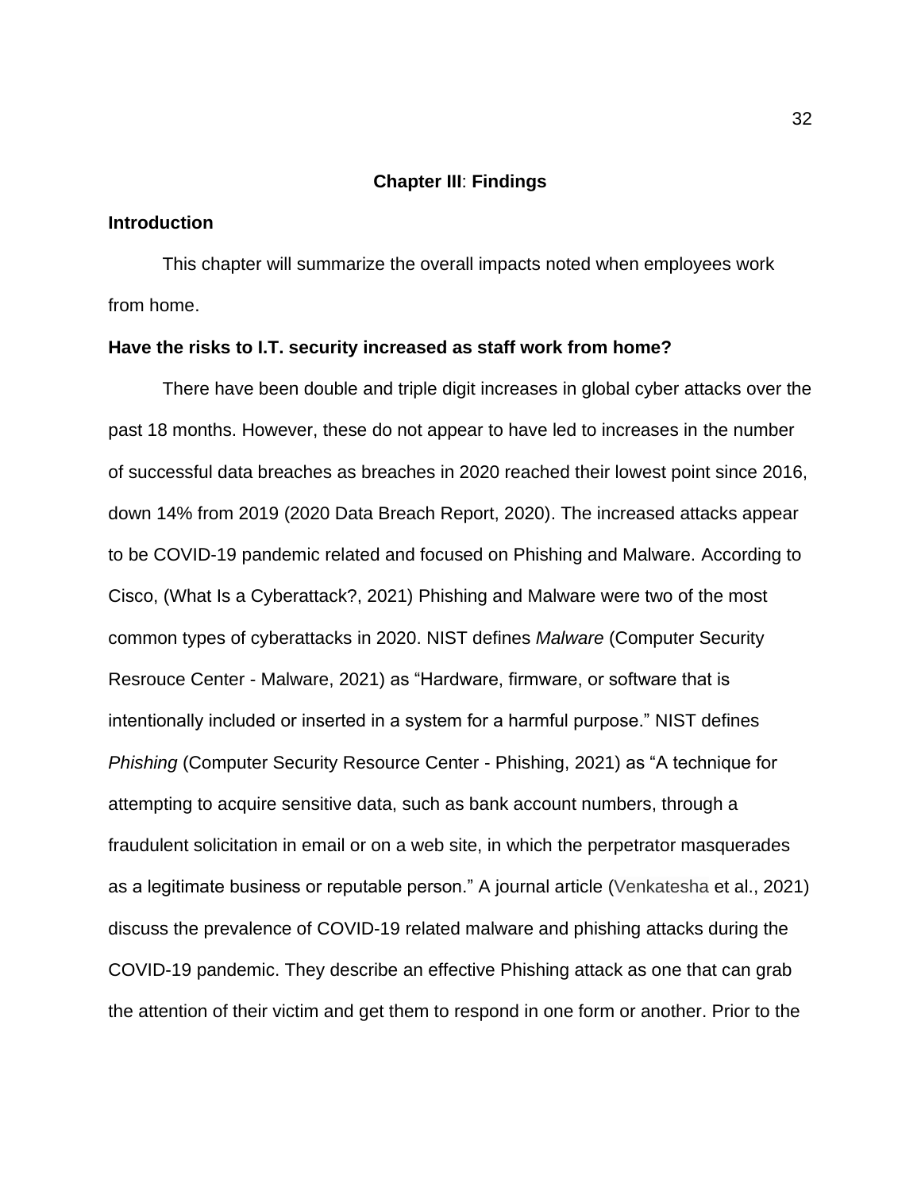# Chapter III: Findings

## Introduction

This chapter will summarize the overall impacts noted when employees work from home.

## Have the risks to I.T. security increased as staff work from home?

There have been double and triple digit increases in global cyber attacks over the past 18 months. However, these do not appear to have led to increases in the number of successful data breaches as breaches in 2020 reached their lowest point since 2016, down 14% from 2019 (2020 Data Breach Report, 2020). The increased attacks appear to be COVID-19 pandemic related and focused on Phishing and Malware. According to Cisco, (What Is a Cyberattack?, 2021) Phishing and Malware were two of the most common types of cyberattacks in 2020. NIST defines *Malware* (Computer Security Resrouce Center - Malware, 2021) as "Hardware, firmware, or software that is intentionally included or inserted in a system for a harmful purpose." NIST defines *Phishing* (Computer Security Resource Center - Phishing, 2021) as "A technique for attempting to acquire sensitive data, such as bank account numbers, through a fraudulent solicitation in email or on a web site, in which the perpetrator masquerades as a legitimate business or reputable person." A journal article (Venkatesha et al., 2021) discuss the prevalence of COVID-19 related malware and phishing attacks during the COVID-19 pandemic. They describe an effective Phishing attack as one that can grab the attention of their victim and get them to respond in one form or another. Prior to the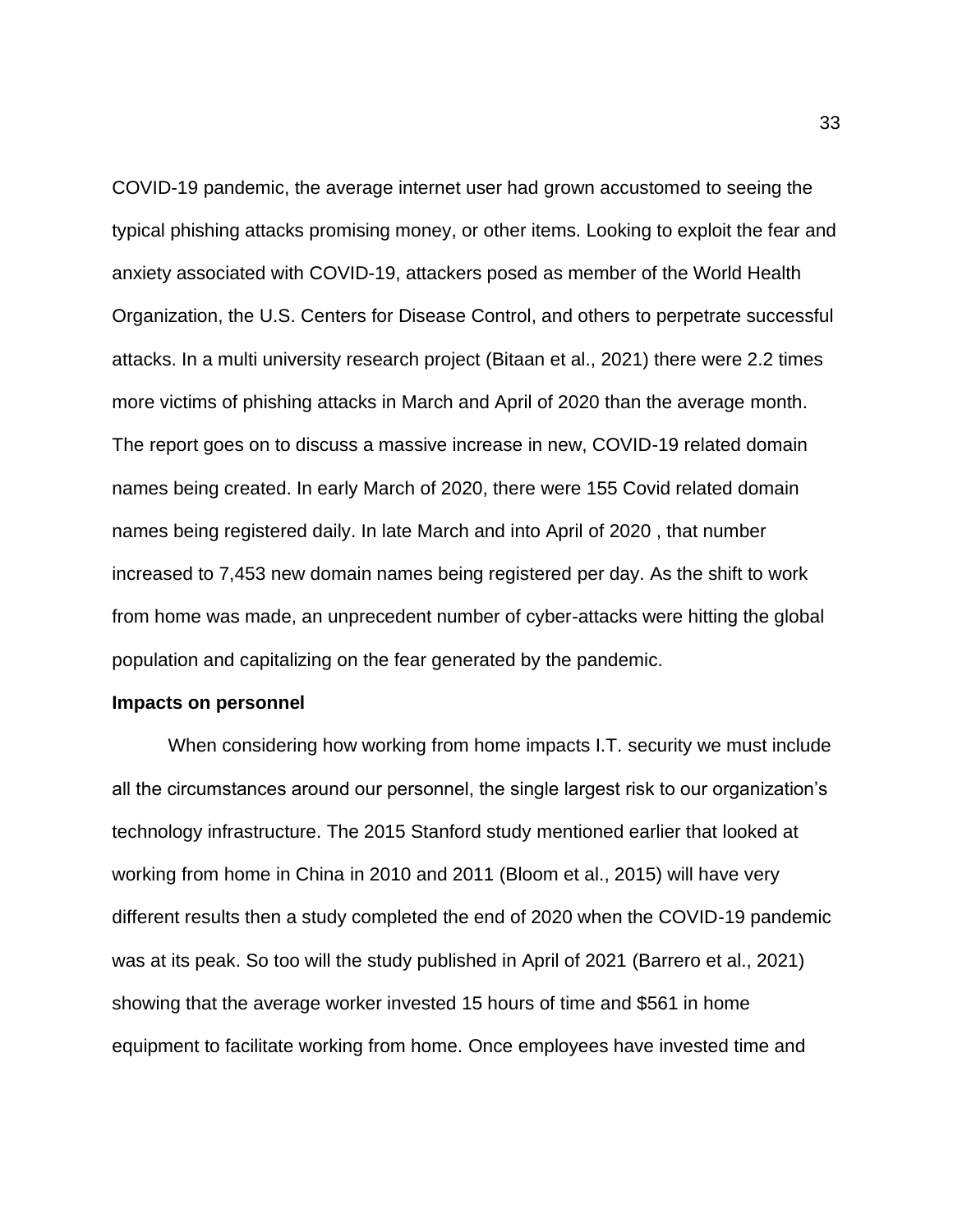COVID-19 pandemic, the average internet user had grown accustomed to seeing the typical phishing attacks promising money, or other items. Looking to exploit the fear and anxiety associated with COVID-19, attackers posed as member of the World Health Organization, the U.S. Centers for Disease Control, and others to perpetrate successful attacks. In a multi university research project (Bitaan et al., 2021) there were 2.2 times more victims of phishing attacks in March and April of 2020 than the average month. The report goes on to discuss a massive increase in new, COVID-19 related domain names being created. In early March of 2020, there were 155 Covid related domain names being registered daily. In late March and into April of 2020 , that number increased to 7,453 new domain names being registered per day. As the shift to work from home was made, an unprecedent number of cyber-attacks were hitting the global population and capitalizing on the fear generated by the pandemic.

**Impacts on personnel**

When considering how working from home impacts I.T. security we must include all the circumstances around our personnel, the single largest risk to our organization's technology infrastructure. The 2015 Stanford study mentioned earlier that looked at working from home in China in 2010 and 2011 (Bloom et al., 2015) will have very different results then a study completed the end of 2020 when the COVID-19 pandemic was at its peak. So too will the study published in April of 2021 (Barrero et al., 2021) showing that the average worker invested 15 hours of time and $561 in home equipment to facilitate working from home. Once employees have invested time and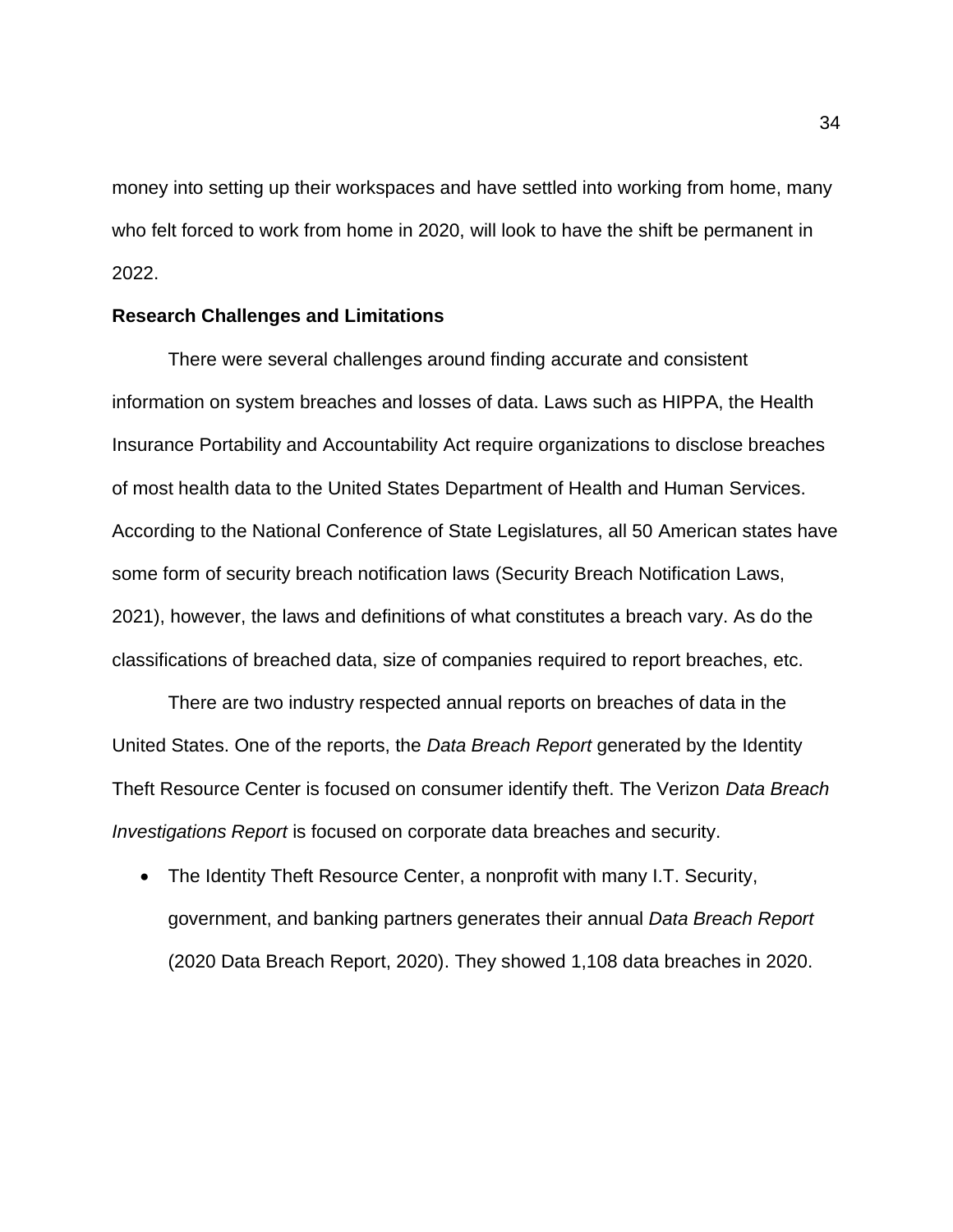money into setting up their workspaces and have settled into working from home, many who felt forced to work from home in 2020, will look to have the shift be permanent in 2022.

**Research Challenges and Limitations**

There were several challenges around finding accurate and consistent information on system breaches and losses of data. Laws such as HIPPA, the Health Insurance Portability and Accountability Act require organizations to disclose breaches of most health data to the United States Department of Health and Human Services. According to the National Conference of State Legislatures, all 50 American states have some form of security breach notification laws (Security Breach Notification Laws, 2021), however, the laws and definitions of what constitutes a breach vary. As do the classifications of breached data, size of companies required to report breaches, etc.

There are two industry respected annual reports on breaches of data in the United States. One of the reports, the *Data Breach Report* generated by the Identity Theft Resource Center is focused on consumer identify theft. The Verizon *Data Breach Investigations Report* is focused on corporate data breaches and security.

- The Identity Theft Resource Center, a nonprofit with many I.T. Security, government, and banking partners generates their annual *Data Breach Report* (2020 Data Breach Report, 2020). They showed 1,108 data breaches in 2020.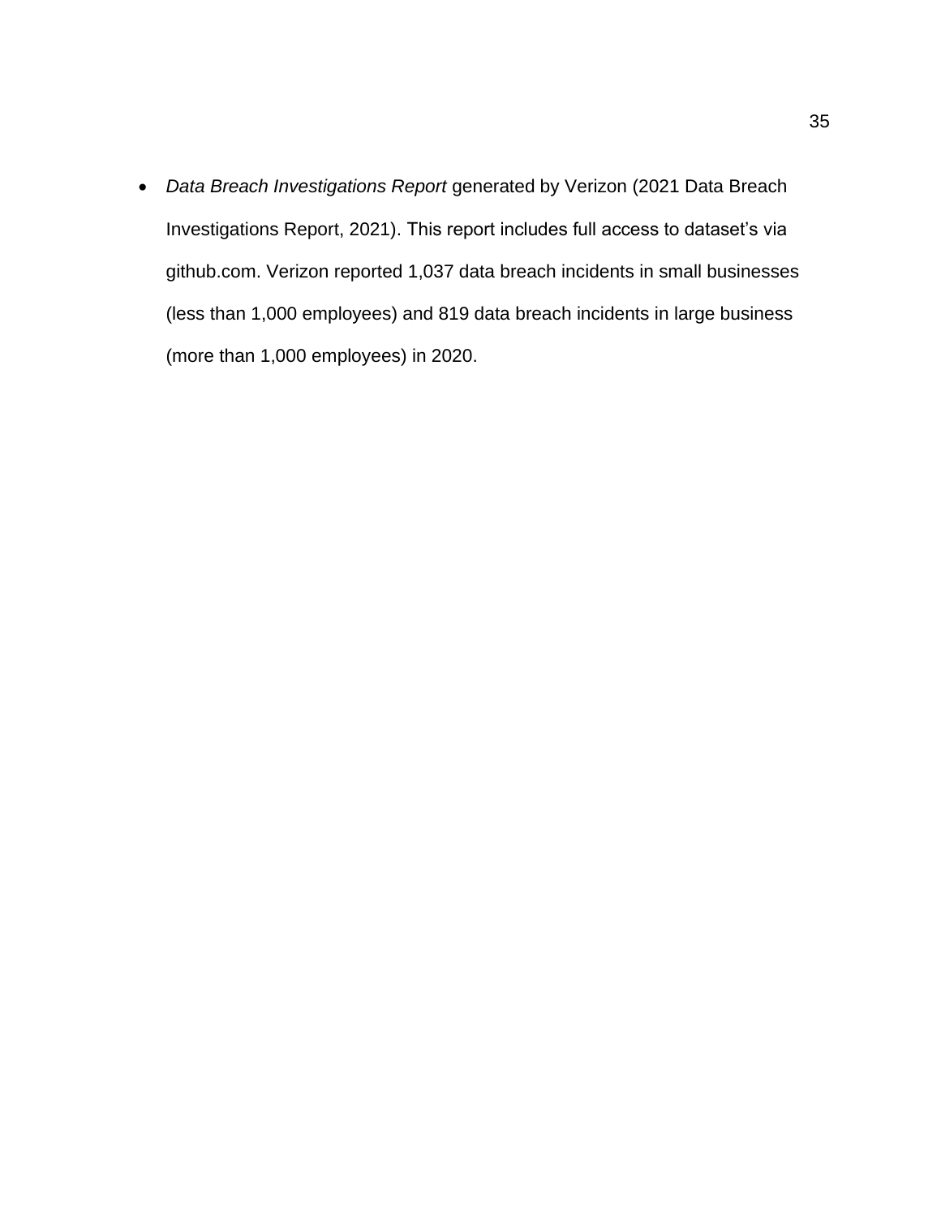- *Data Breach Investigations Report* generated by Verizon (2021 Data Breach Investigations Report, 2021). This report includes full access to dataset's via github.com. Verizon reported 1,037 data breach incidents in small businesses (less than 1,000 employees) and 819 data breach incidents in large business (more than 1,000 employees) in 2020.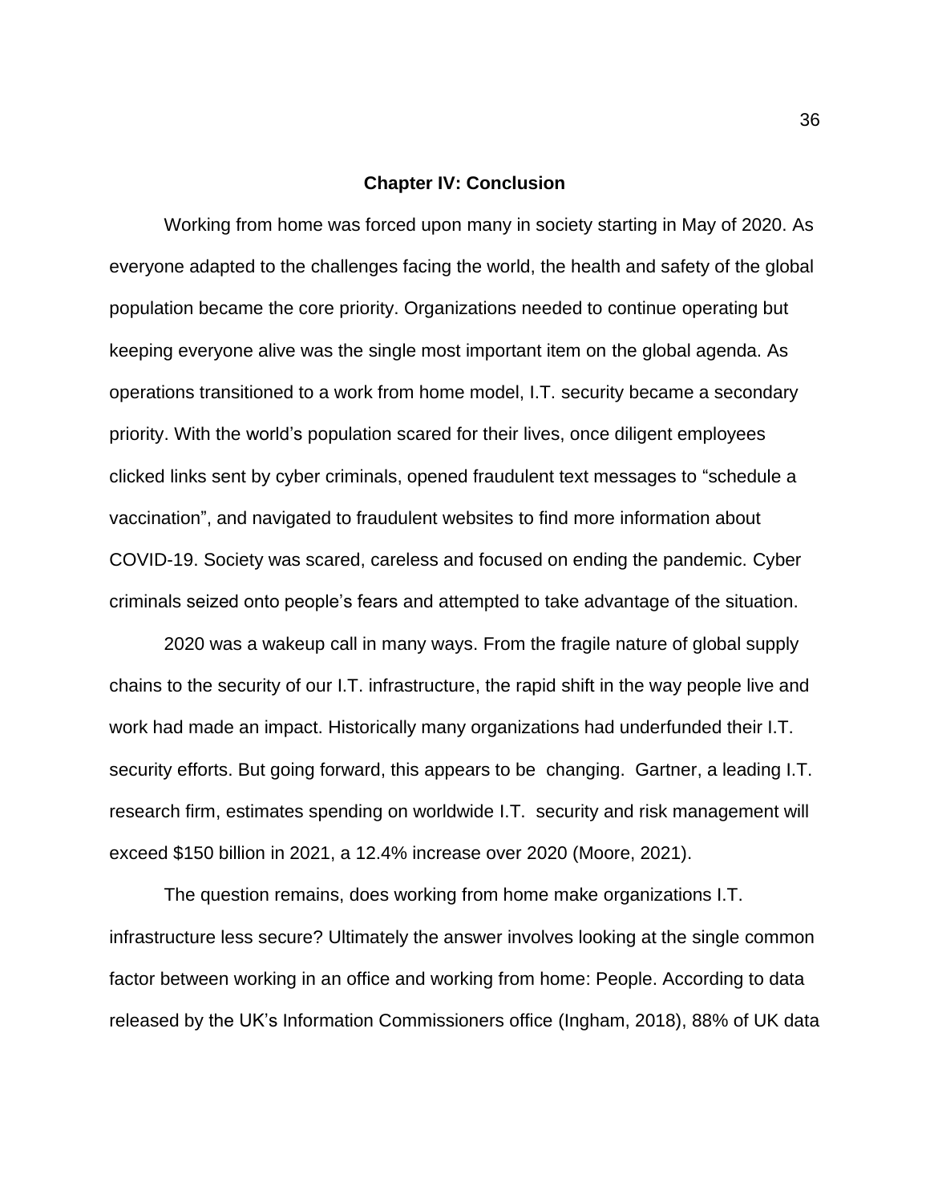## Chapter IV: Conclusion

Working from home was forced upon many in society starting in May of 2020. As everyone adapted to the challenges facing the world, the health and safety of the global population became the core priority. Organizations needed to continue operating but keeping everyone alive was the single most important item on the global agenda. As operations transitioned to a work from home model, I.T. security became a secondary priority. With the world's population scared for their lives, once diligent employees clicked links sent by cyber criminals, opened fraudulent text messages to "schedule a vaccination", and navigated to fraudulent websites to find more information about COVID-19. Society was scared, careless and focused on ending the pandemic. Cyber criminals seized onto people's fears and attempted to take advantage of the situation.

2020 was a wakeup call in many ways. From the fragile nature of global supply chains to the security of our I.T. infrastructure, the rapid shift in the way people live and work had made an impact. Historically many organizations had underfunded their I.T. security efforts. But going forward, this appears to be changing. Gartner, a leading I.T. research firm, estimates spending on worldwide I.T. security and risk management will exceed $150 billion in 2021, a 12.4% increase over 2020 (Moore, 2021).

The question remains, does working from home make organizations I.T. infrastructure less secure? Ultimately the answer involves looking at the single common factor between working in an office and working from home: People. According to data released by the UK's Information Commissioners office (Ingham, 2018), 88% of UK data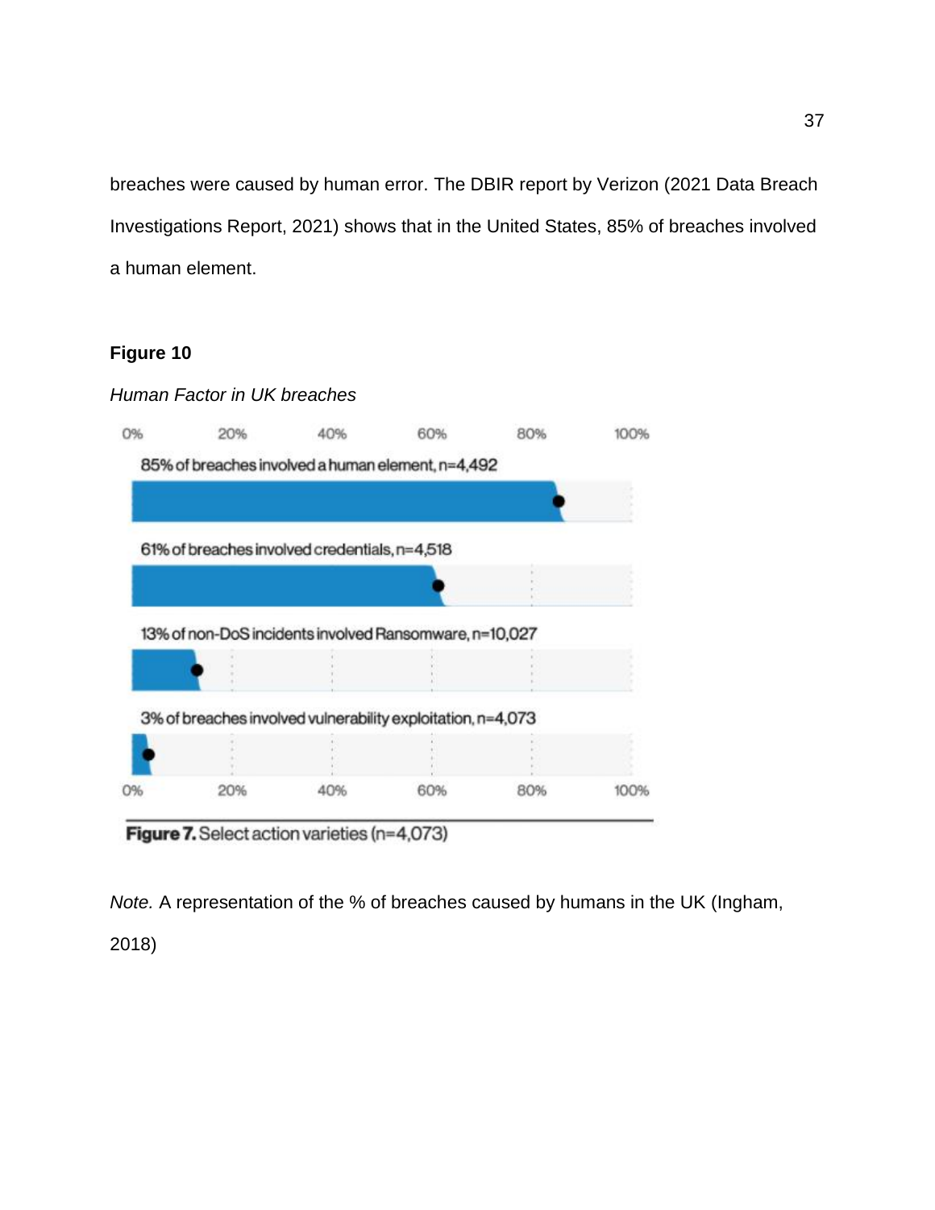breaches were caused by human error. The DBIR report by Verizon (2021 Data Breach Investigations Report, 2021) shows that in the United States, 85% of breaches involved a human element.

**Figure 10**

*Human Factor in UK breaches*

85% of breaches involved a human element, n=4,492

61% of breaches involved credentials, n=4,518

13% of non-DoS incidents involved Ransomware, n=10,027

3% of breaches involved vulnerability exploitation, n=4,073

**Figure 7.** Select action varieties (n=4,073)

*Note.* A representation of the % of breaches caused by humans in the UK (Ingham, 2018)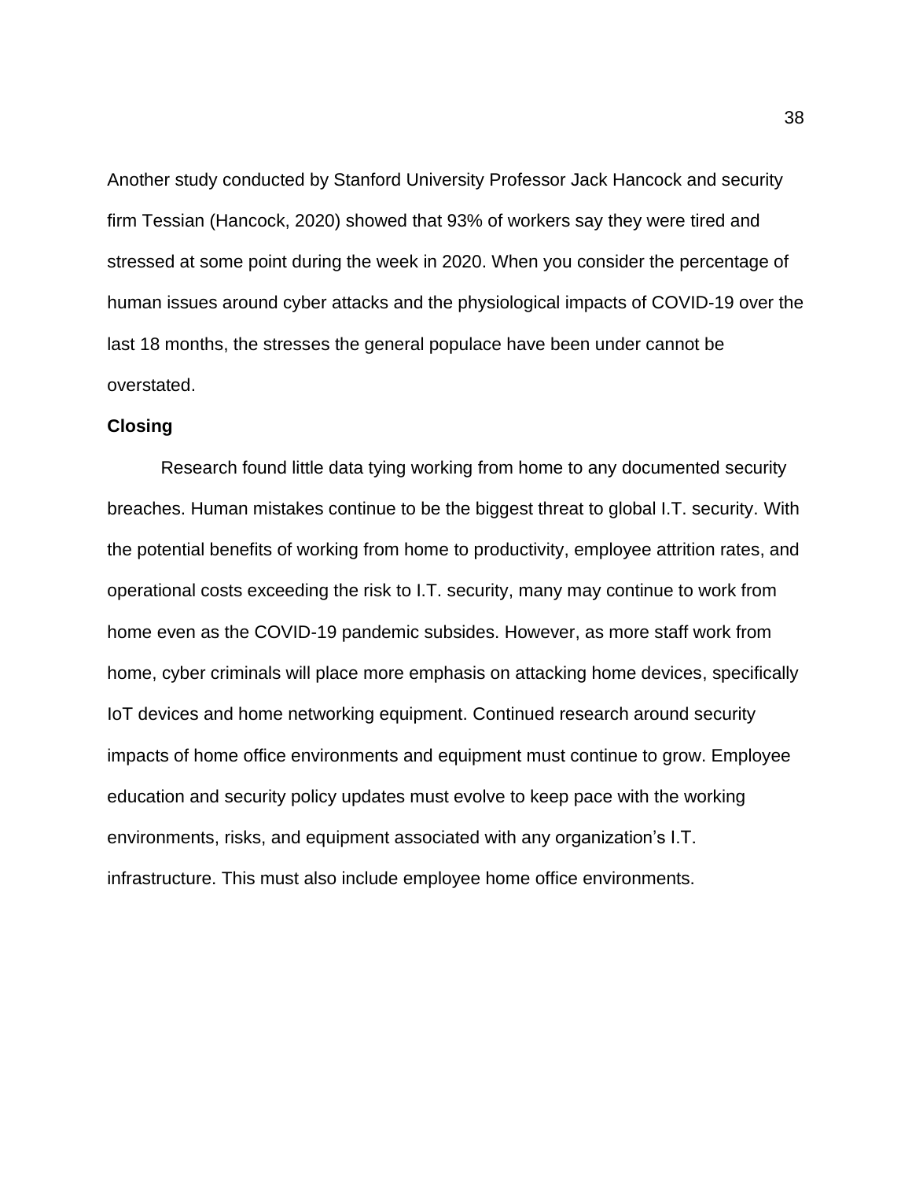Another study conducted by Stanford University Professor Jack Hancock and security firm Tessian (Hancock, 2020) showed that 93% of workers say they were tired and stressed at some point during the week in 2020. When you consider the percentage of human issues around cyber attacks and the physiological impacts of COVID-19 over the last 18 months, the stresses the general populace have been under cannot be overstated.

**Closing**

Research found little data tying working from home to any documented security breaches. Human mistakes continue to be the biggest threat to global I.T. security. With the potential benefits of working from home to productivity, employee attrition rates, and operational costs exceeding the risk to I.T. security, many may continue to work from home even as the COVID-19 pandemic subsides. However, as more staff work from home, cyber criminals will place more emphasis on attacking home devices, specifically IoT devices and home networking equipment. Continued research around security impacts of home office environments and equipment must continue to grow. Employee education and security policy updates must evolve to keep pace with the working environments, risks, and equipment associated with any organization's I.T. infrastructure. This must also include employee home office environments.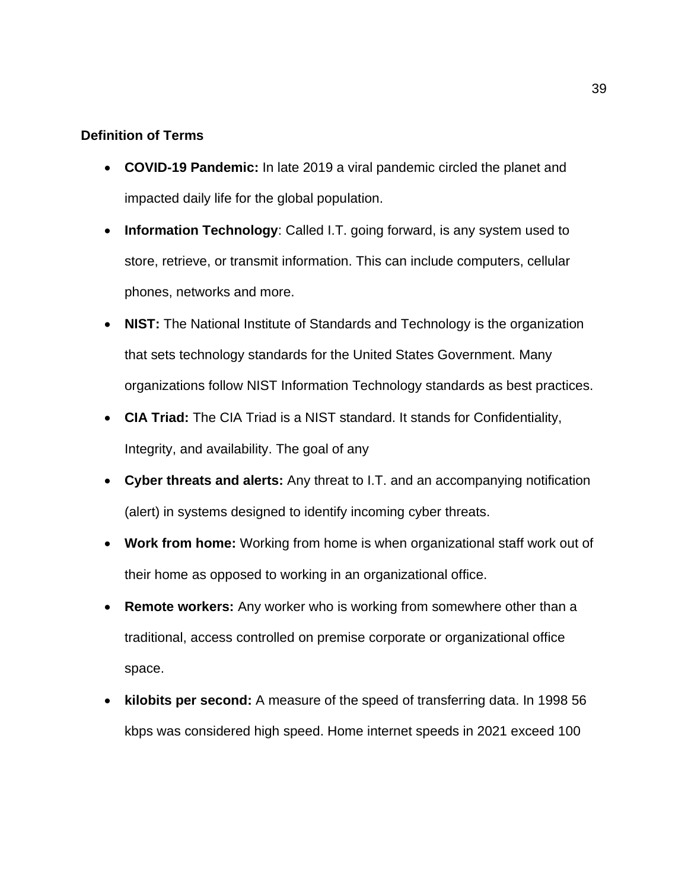**Definition of Terms**

- **COVID-19 Pandemic:** In late 2019 a viral pandemic circled the planet and impacted daily life for the global population.
- **Information Technology**: Called I.T. going forward, is any system used to store, retrieve, or transmit information. This can include computers, cellular phones, networks and more.
- **NIST:** The National Institute of Standards and Technology is the organization that sets technology standards for the United States Government. Many organizations follow NIST Information Technology standards as best practices.
- **CIA Triad:** The CIA Triad is a NIST standard. It stands for Confidentiality, Integrity, and availability. The goal of any
- **Cyber threats and alerts:** Any threat to I.T. and an accompanying notification (alert) in systems designed to identify incoming cyber threats.
- **Work from home:** Working from home is when organizational staff work out of their home as opposed to working in an organizational office.
- **Remote workers:** Any worker who is working from somewhere other than a traditional, access controlled on premise corporate or organizational office space.
- **kilobits per second:** A measure of the speed of transferring data. In 1998 56 kbps was considered high speed. Home internet speeds in 2021 exceed 100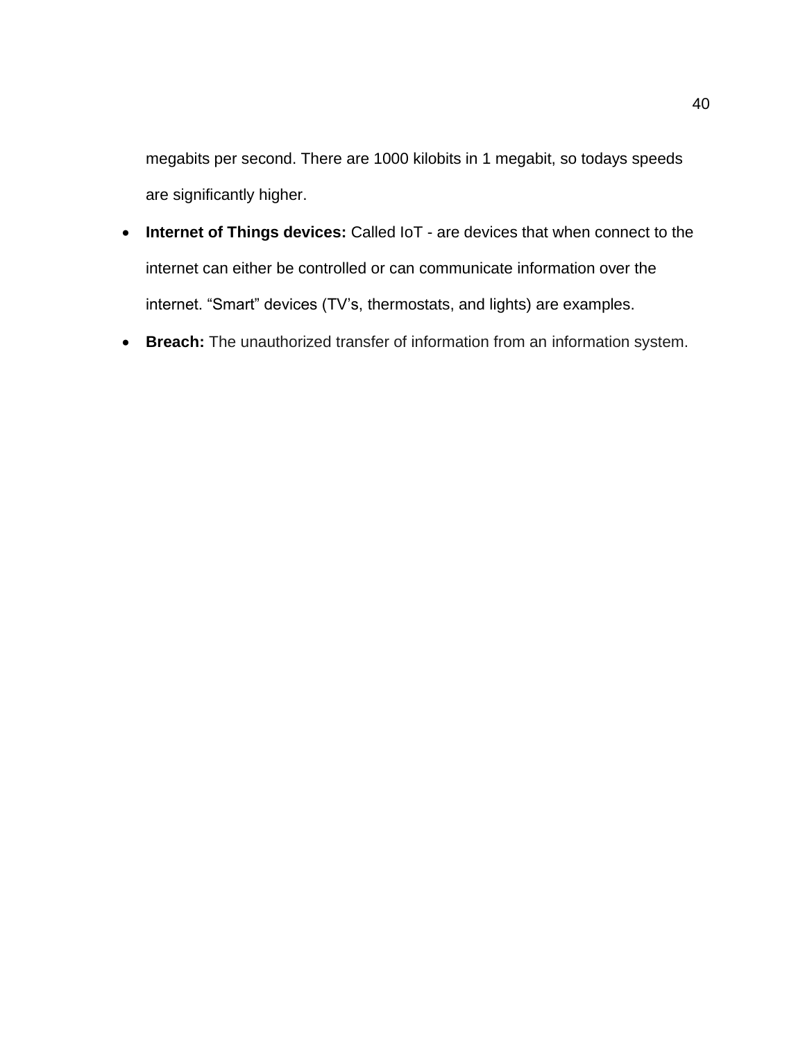megabits per second. There are 1000 kilobits in 1 megabit, so todays speeds are significantly higher.

- **Internet of Things devices:** Called IoT - are devices that when connect to the internet can either be controlled or can communicate information over the internet. “Smart” devices (TV’s, thermostats, and lights) are examples.
- **Breach:** The unauthorized transfer of information from an information system.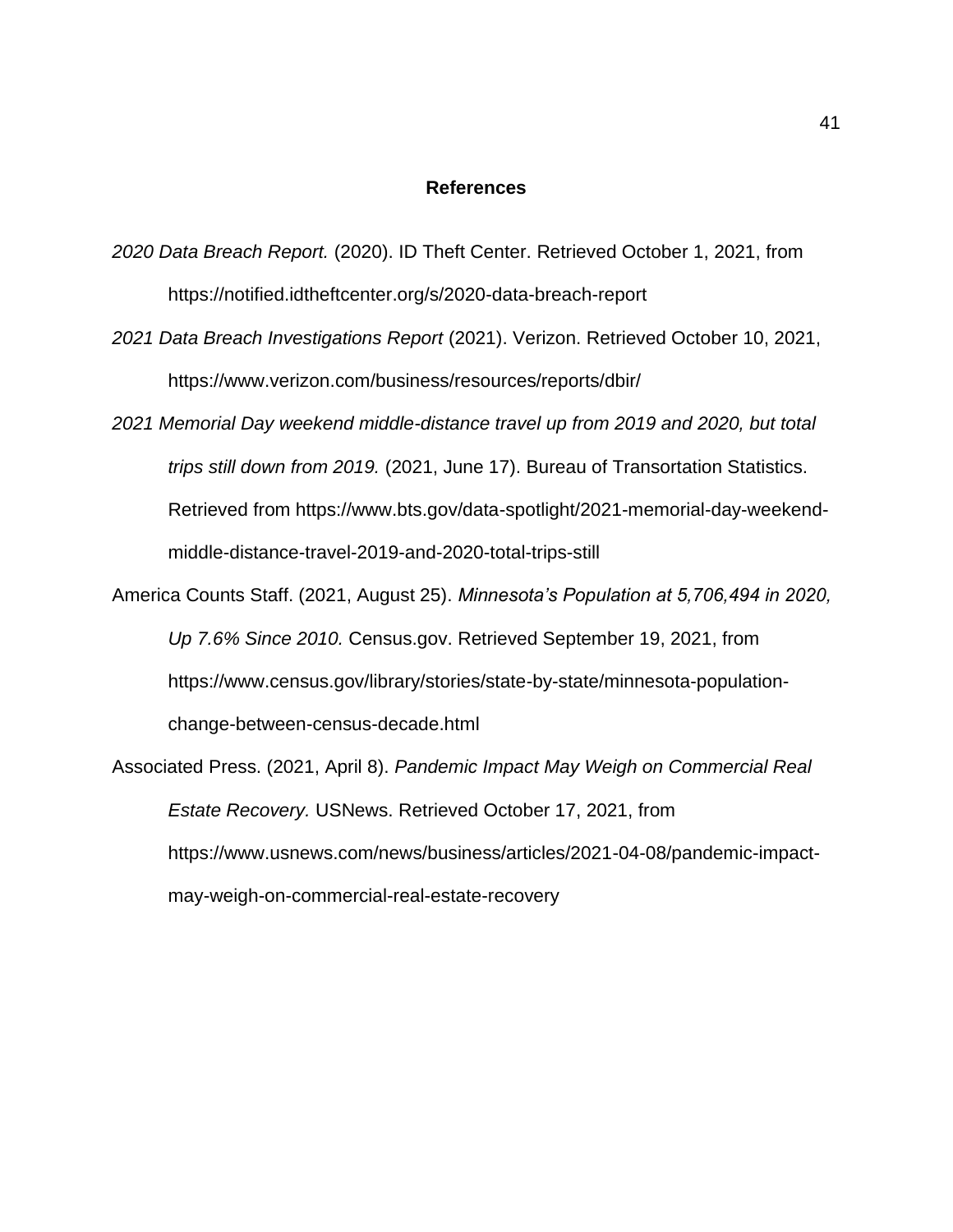# References

*2020 Data Breach Report.* (2020). ID Theft Center. Retrieved October 1, 2021, from https://notified.idtheftcenter.org/s/2020-data-breach-report

*2021 Data Breach Investigations Report* (2021). Verizon. Retrieved October 10, 2021, https://www.verizon.com/business/resources/reports/dbir/

*2021 Memorial Day weekend middle-distance travel up from 2019 and 2020, but total trips still down from 2019.* (2021, June 17). Bureau of Transortation Statistics. Retrieved from https://www.bts.gov/data-spotlight/2021-memorial-day-weekend-middle-distance-travel-2019-and-2020-total-trips-still

America Counts Staff. (2021, August 25). *Minnesota's Population at 5,706,494 in 2020, Up 7.6% Since 2010.* Census.gov. Retrieved September 19, 2021, from https://www.census.gov/library/stories/state-by-state/minnesota-population-change-between-census-decade.html

Associated Press. (2021, April 8). *Pandemic Impact May Weigh on Commercial Real Estate Recovery.* USNews. Retrieved October 17, 2021, from https://www.usnews.com/news/business/articles/2021-04-08/pandemic-impact-may-weigh-on-commercial-real-estate-recovery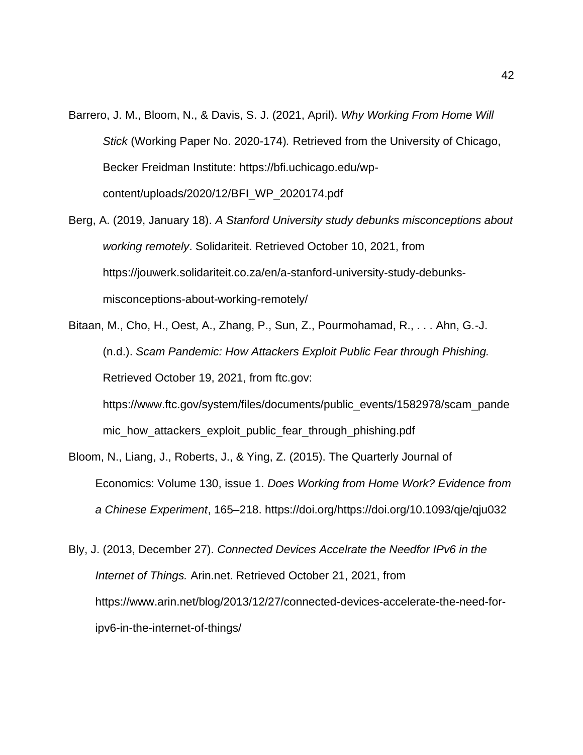Barrero, J. M., Bloom, N., & Davis, S. J. (2021, April). *Why Working From Home Will Stick* (Working Paper No. 2020-174)*.* Retrieved from the University of Chicago, Becker Freidman Institute: https://bfi.uchicago.edu/wp-content/uploads/2020/12/BFI_WP_2020174.pdf

Berg, A. (2019, January 18). *A Stanford University study debunks misconceptions about working remotely*. Solidariteit. Retrieved October 10, 2021, from https://jouwerk.solidariteit.co.za/en/a-stanford-university-study-debunks-misconceptions-about-working-remotely/

Bitaan, M., Cho, H., Oest, A., Zhang, P., Sun, Z., Pourmohamad, R., . . . Ahn, G.-J. (n.d.). *Scam Pandemic: How Attackers Exploit Public Fear through Phishing.* Retrieved October 19, 2021, from ftc.gov: https://www.ftc.gov/system/files/documents/public_events/1582978/scam_pandemic_how_attackers_exploit_public_fear_through_phishing.pdf

Bloom, N., Liang, J., Roberts, J., & Ying, Z. (2015). The Quarterly Journal of Economics: Volume 130, issue 1. *Does Working from Home Work? Evidence from a Chinese Experiment*, 165–218. https://doi.org/https://doi.org/10.1093/qje/qju032

Bly, J. (2013, December 27). *Connected Devices Accelrate the Needfor IPv6 in the Internet of Things.* Arin.net. Retrieved October 21, 2021, from https://www.arin.net/blog/2013/12/27/connected-devices-accelerate-the-need-for-ipv6-in-the-internet-of-things/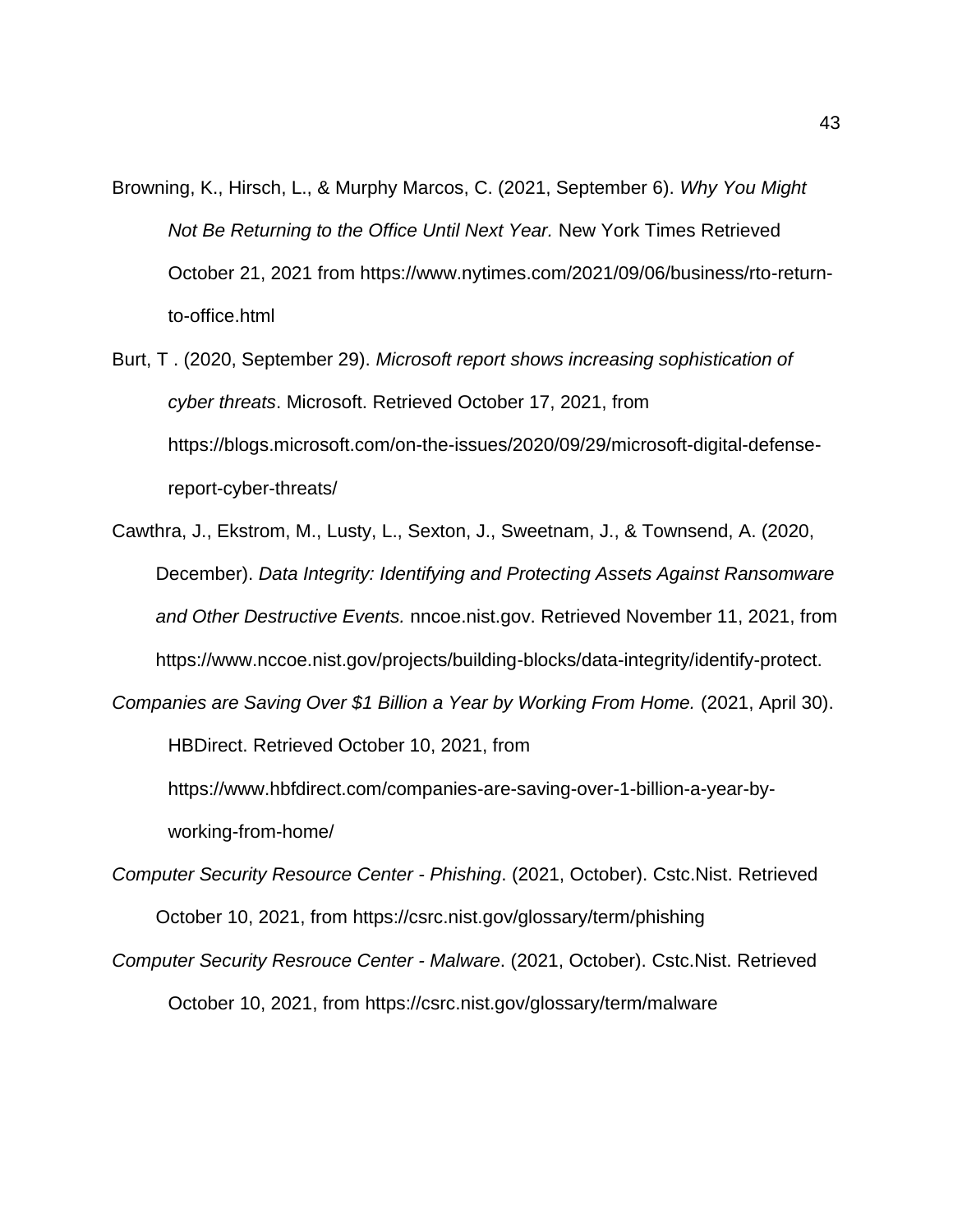Browning, K., Hirsch, L., & Murphy Marcos, C. (2021, September 6). *Why You Might Not Be Returning to the Office Until Next Year.* New York Times Retrieved October 21, 2021 from https://www.nytimes.com/2021/09/06/business/rto-return-to-office.html

Burt, T . (2020, September 29). *Microsoft report shows increasing sophistication of cyber threats*. Microsoft. Retrieved October 17, 2021, from https://blogs.microsoft.com/on-the-issues/2020/09/29/microsoft-digital-defense-report-cyber-threats/

Cawthra, J., Ekstrom, M., Lusty, L., Sexton, J., Sweetnam, J., & Townsend, A. (2020, December). *Data Integrity: Identifying and Protecting Assets Against Ransomware and Other Destructive Events.* nncoe.nist.gov. Retrieved November 11, 2021, from https://www.nccoe.nist.gov/projects/building-blocks/data-integrity/identify-protect.

*Companies are Saving Over $1 Billion a Year by Working From Home.* (2021, April 30). HBDirect. Retrieved October 10, 2021, from https://www.hbfdirect.com/companies-are-saving-over-1-billion-a-year-by-working-from-home/

*Computer Security Resource Center - Phishing*. (2021, October). Cstc.Nist. Retrieved October 10, 2021, from https://csrc.nist.gov/glossary/term/phishing

*Computer Security Resrouce Center - Malware*. (2021, October). Cstc.Nist. Retrieved October 10, 2021, from https://csrc.nist.gov/glossary/term/malware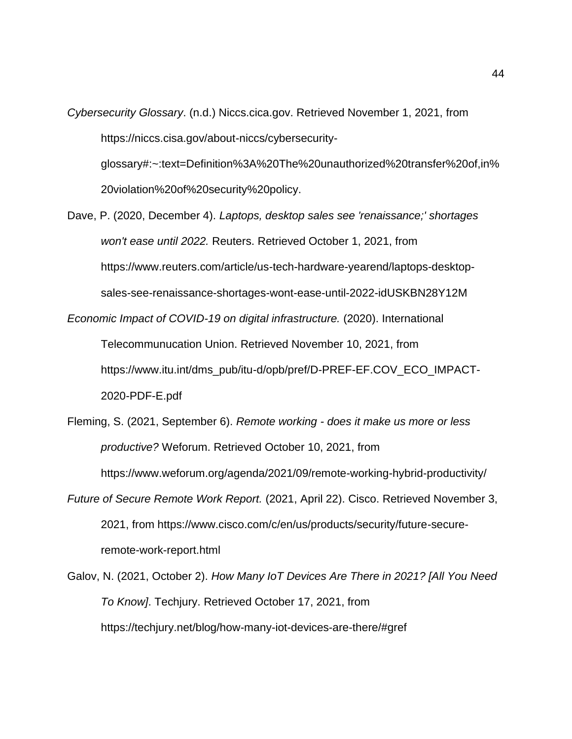*Cybersecurity Glossary*. (n.d.) Niccs.cica.gov. Retrieved November 1, 2021, from https://niccs.cisa.gov/about-niccs/cybersecurity-glossary#:~:text=Definition%3A%20The%20unauthorized%20transfer%20of,in%20violation%20of%20security%20policy.

Dave, P. (2020, December 4). *Laptops, desktop sales see 'renaissance;' shortages won't ease until 2022.* Reuters. Retrieved October 1, 2021, from https://www.reuters.com/article/us-tech-hardware-yearend/laptops-desktop-sales-see-renaissance-shortages-wont-ease-until-2022-idUSKBN28Y12M

*Economic Impact of COVID-19 on digital infrastructure.* (2020). International Telecommunucation Union. Retrieved November 10, 2021, from https://www.itu.int/dms_pub/itu-d/opb/pref/D-PREF-EF.COV_ECO_IMPACT-2020-PDF-E.pdf

Fleming, S. (2021, September 6). *Remote working - does it make us more or less productive?* Weforum. Retrieved October 10, 2021, from https://www.weforum.org/agenda/2021/09/remote-working-hybrid-productivity/

*Future of Secure Remote Work Report.* (2021, April 22). Cisco. Retrieved November 3, 2021, from https://www.cisco.com/c/en/us/products/security/future-secure-remote-work-report.html

Galov, N. (2021, October 2). *How Many IoT Devices Are There in 2021? [All You Need To Know]*. Techjury. Retrieved October 17, 2021, from https://techjury.net/blog/how-many-iot-devices-are-there/#gref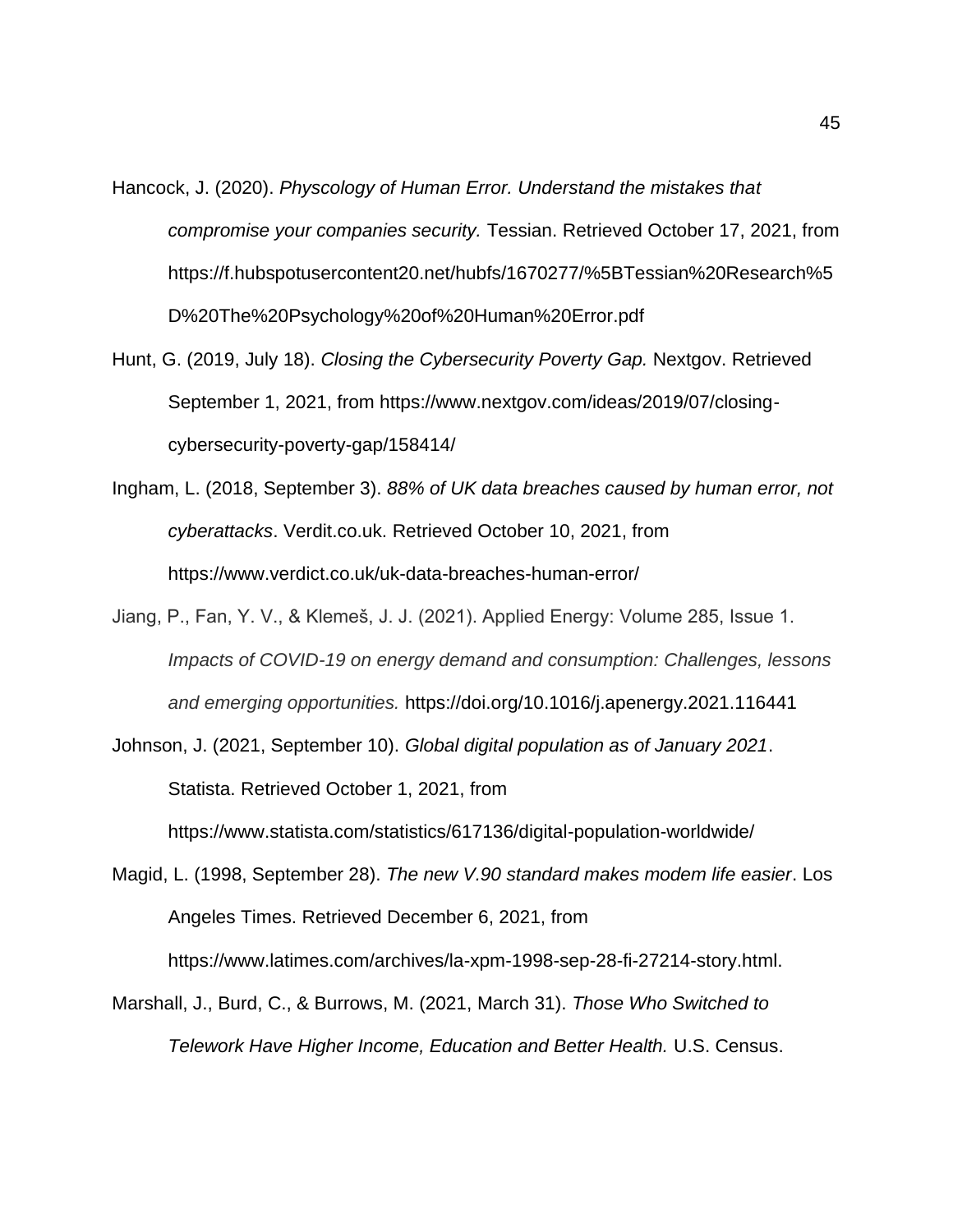Hancock, J. (2020). *Physcology of Human Error. Understand the mistakes that compromise your companies security.* Tessian. Retrieved October 17, 2021, from https://f.hubspotusercontent20.net/hubfs/1670277/%5BTessian%20Research%5D%20The%20Psychology%20of%20Human%20Error.pdf

Hunt, G. (2019, July 18). *Closing the Cybersecurity Poverty Gap.* Nextgov. Retrieved September 1, 2021, from https://www.nextgov.com/ideas/2019/07/closing-cybersecurity-poverty-gap/158414/

Ingham, L. (2018, September 3). *88% of UK data breaches caused by human error, not cyberattacks*. Verdit.co.uk. Retrieved October 10, 2021, from https://www.verdict.co.uk/uk-data-breaches-human-error/

Jiang, P., Fan, Y. V., & Klemeš, J. J. (2021). Applied Energy: Volume 285, Issue 1. *Impacts of COVID-19 on energy demand and consumption: Challenges, lessons and emerging opportunities.* https://doi.org/10.1016/j.apenergy.2021.116441

Johnson, J. (2021, September 10). *Global digital population as of January 2021*. Statista. Retrieved October 1, 2021, from https://www.statista.com/statistics/617136/digital-population-worldwide/

Magid, L. (1998, September 28). *The new V.90 standard makes modem life easier*. Los Angeles Times. Retrieved December 6, 2021, from https://www.latimes.com/archives/la-xpm-1998-sep-28-fi-27214-story.html.

Marshall, J., Burd, C., & Burrows, M. (2021, March 31). *Those Who Switched to Telework Have Higher Income, Education and Better Health.* U.S. Census.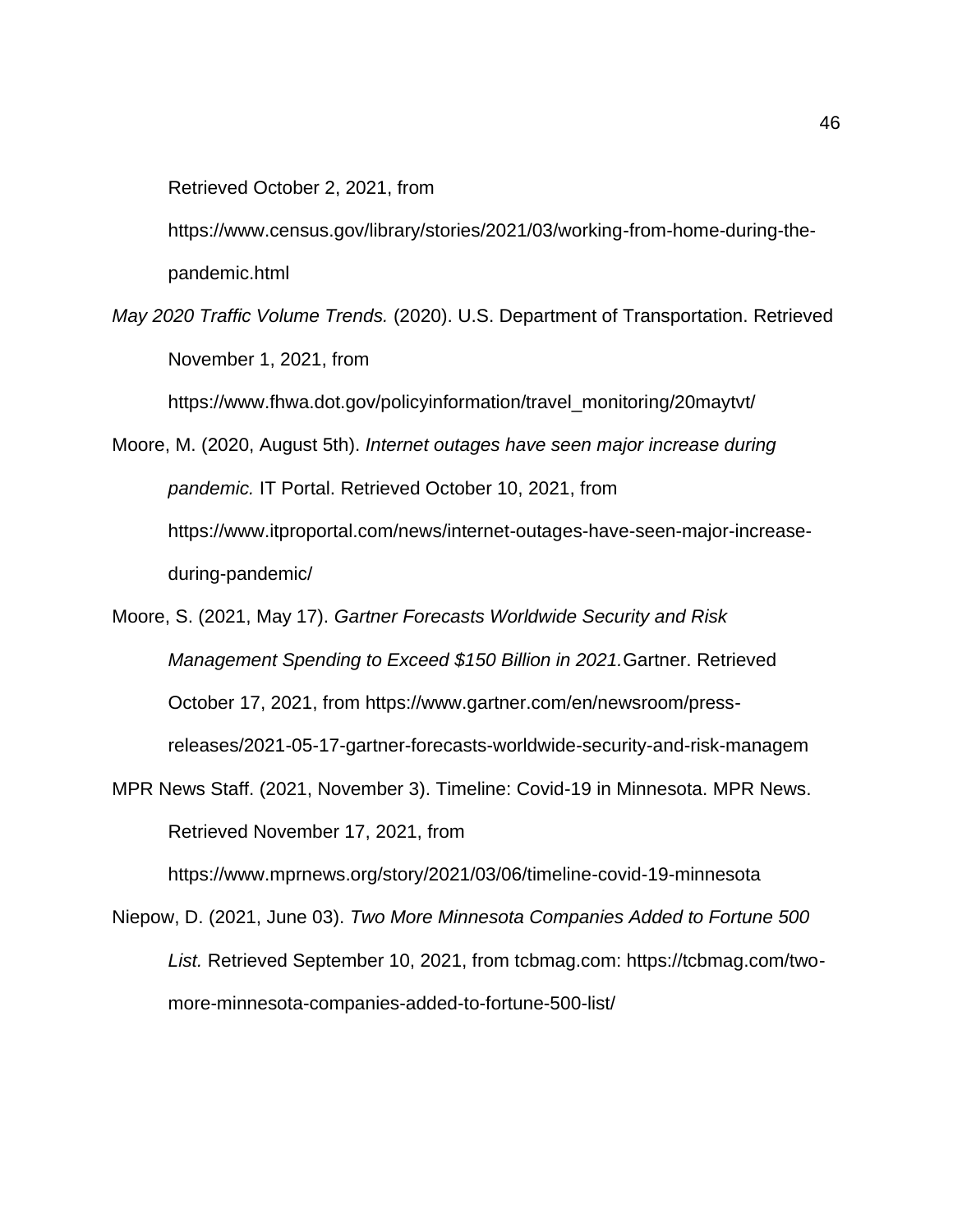Retrieved October 2, 2021, from https://www.census.gov/library/stories/2021/03/working-from-home-during-the-pandemic.html

*May 2020 Traffic Volume Trends.* (2020). U.S. Department of Transportation. Retrieved November 1, 2021, from https://www.fhwa.dot.gov/policyinformation/travel_monitoring/20maytvt/

Moore, M. (2020, August 5th). *Internet outages have seen major increase during pandemic.* IT Portal. Retrieved October 10, 2021, from https://www.itproportal.com/news/internet-outages-have-seen-major-increase-during-pandemic/

Moore, S. (2021, May 17). *Gartner Forecasts Worldwide Security and Risk Management Spending to Exceed $150 Billion in 2021.* Gartner. Retrieved October 17, 2021, from https://www.gartner.com/en/newsroom/press-releases/2021-05-17-gartner-forecasts-worldwide-security-and-risk-managem

MPR News Staff. (2021, November 3). Timeline: Covid-19 in Minnesota. MPR News. Retrieved November 17, 2021, from https://www.mprnews.org/story/2021/03/06/timeline-covid-19-minnesota

Niepow, D. (2021, June 03). *Two More Minnesota Companies Added to Fortune 500 List.* Retrieved September 10, 2021, from tcbmag.com: https://tcbmag.com/two-more-minnesota-companies-added-to-fortune-500-list/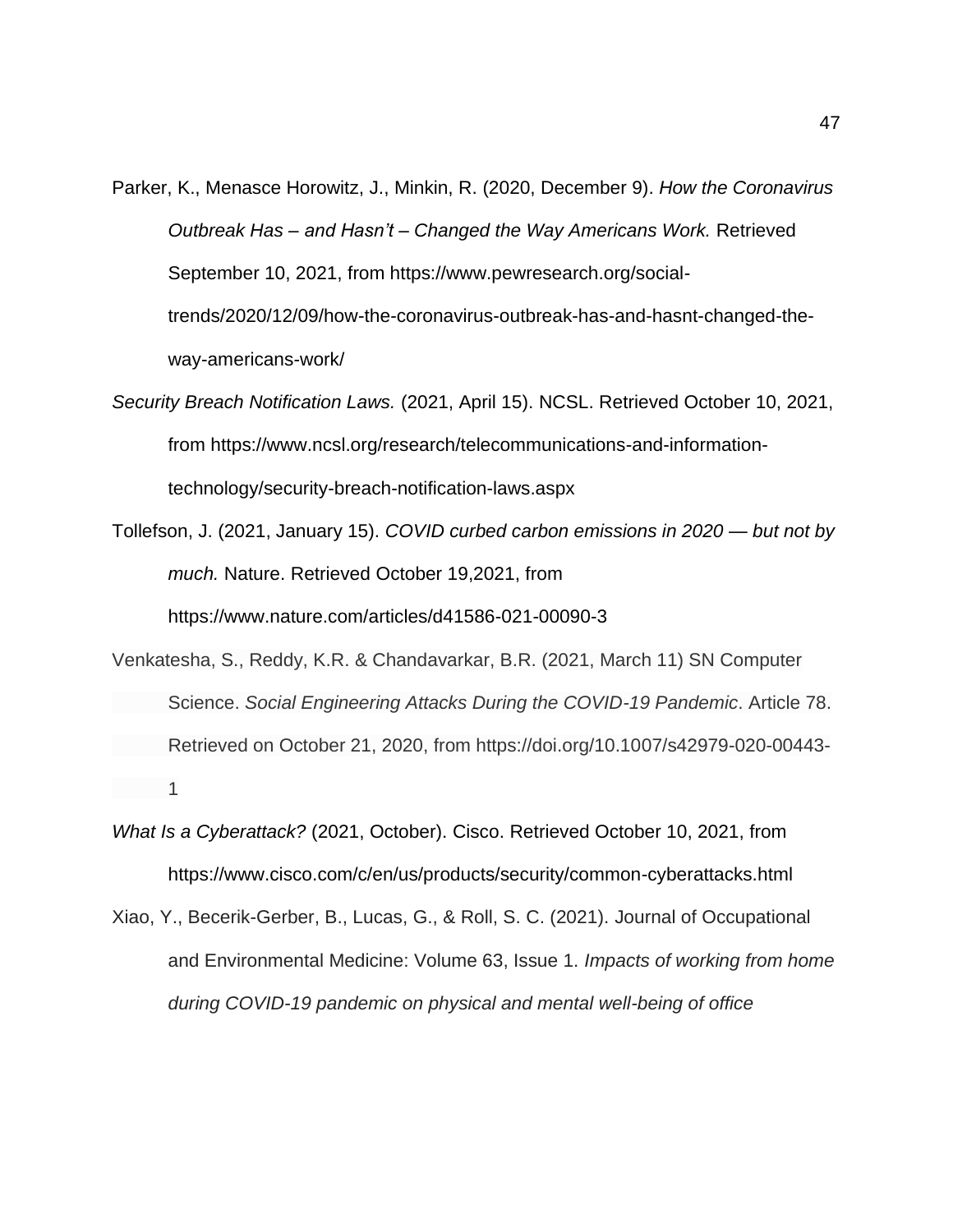Parker, K., Menasce Horowitz, J., Minkin, R. (2020, December 9). *How the Coronavirus Outbreak Has – and Hasn't – Changed the Way Americans Work.* Retrieved September 10, 2021, from https://www.pewresearch.org/social-trends/2020/12/09/how-the-coronavirus-outbreak-has-and-hasnt-changed-the-way-americans-work/

*Security Breach Notification Laws.* (2021, April 15). NCSL. Retrieved October 10, 2021, from https://www.ncsl.org/research/telecommunications-and-information-technology/security-breach-notification-laws.aspx

Tollefson, J. (2021, January 15). *COVID curbed carbon emissions in 2020 — but not by much.* Nature. Retrieved October 19,2021, from https://www.nature.com/articles/d41586-021-00090-3

Venkatesha, S., Reddy, K.R. & Chandavarkar, B.R. (2021, March 11) SN Computer Science. *Social Engineering Attacks During the COVID-19 Pandemic*. Article 78. Retrieved on October 21, 2020, from https://doi.org/10.1007/s42979-020-00443-1

*What Is a Cyberattack?* (2021, October). Cisco. Retrieved October 10, 2021, from https://www.cisco.com/c/en/us/products/security/common-cyberattacks.html

Xiao, Y., Becerik-Gerber, B., Lucas, G., & Roll, S. C. (2021). Journal of Occupational and Environmental Medicine: Volume 63, Issue 1. *Impacts of working from home during COVID-19 pandemic on physical and mental well-being of office*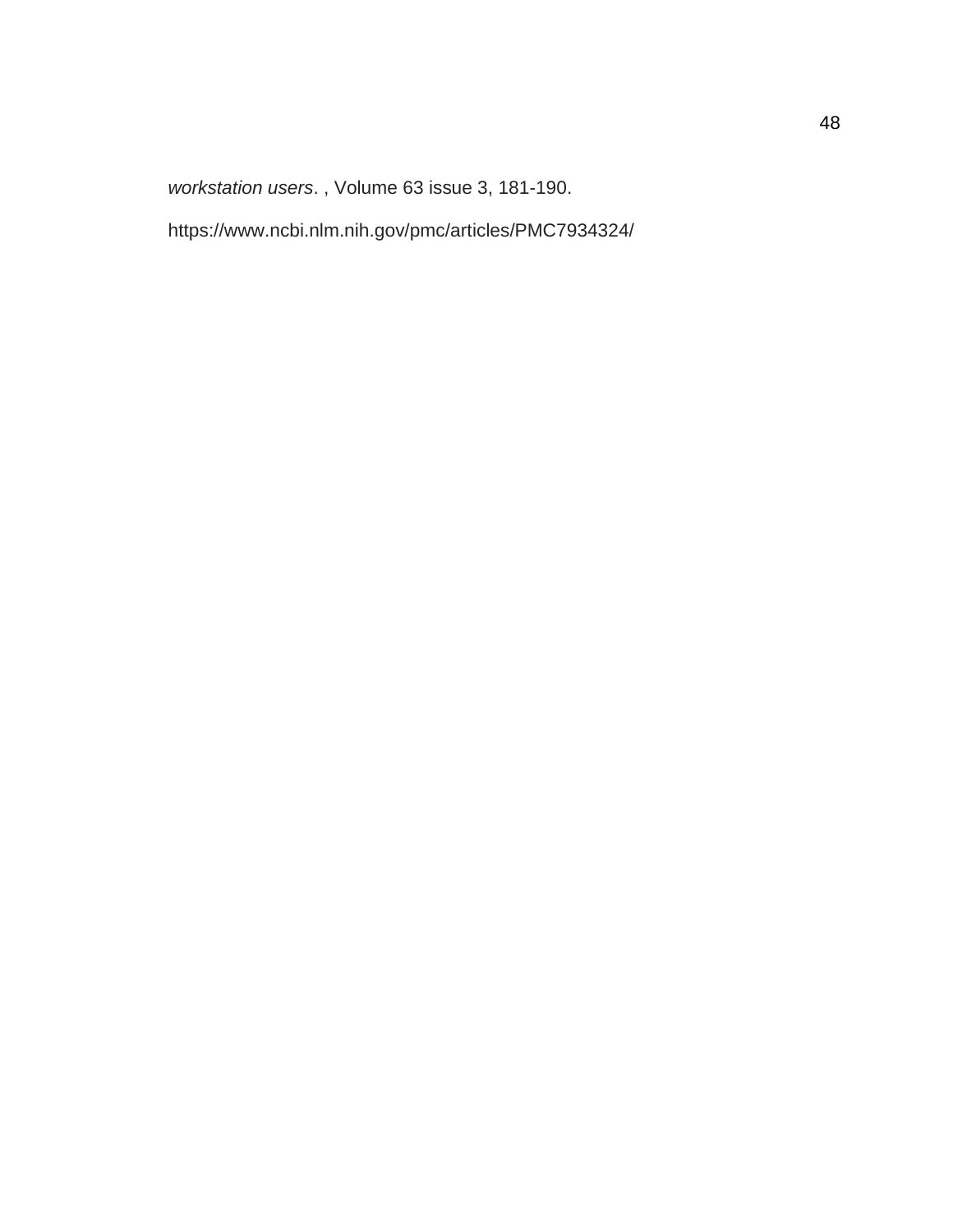*workstation users*. , Volume 63 issue 3, 181-190.

https://www.ncbi.nlm.nih.gov/pmc/articles/PMC7934324/